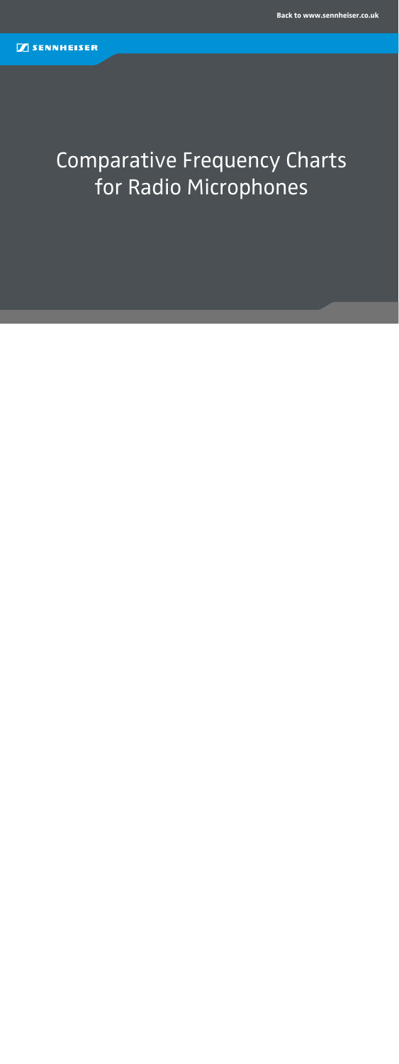Back to www.sennheiser.co.uk

SENNHEISER

# Comparative Frequency Charts for Radio Microphones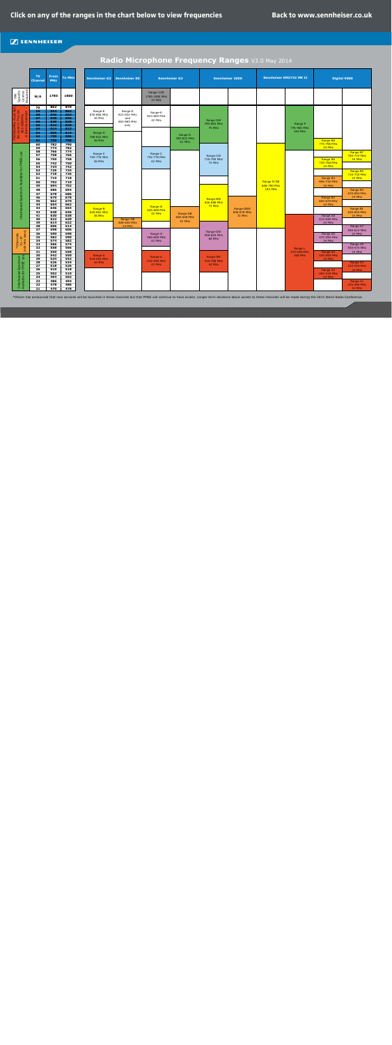Click on any of the ranges in the chart below to view frequencies

Back to www.sennheiser.co.uk

# Radio Microphone Frequency Ranges V3.0 May 2014

| | TV Channel | From MHz | To MHz |
|---|---|---|---|
| Site Specific Licence Required | N/A | 1785 | 1800 |
| | 70 | 862 | 870 |
| | 69 | 854 | 862 |
| | 68 | 846 | 854 |
| | 67 | 838 | 846 |
| | 66 | 830 | 838 |
| | 65 | 822 | 830 |
| | 64 | 814 | 822 |
| | 63 | 806 | 814 |
| | 62 | 798 | 806 |
| | 61 | 790 | 798 |
| | 60 | 782 | 790 |
| | 59 | 774 | 782 |
| | 58 | 766 | 774 |
| | 57 | 758 | 766 |
| | 56 | 750 | 758 |
| | 55 | 742 | 750 |
| | 54 | 734 | 742 |
| | 53 | 726 | 734 |
| | 52 | 718 | 726 |
| Interleaved Spectrum Available For PMSE use | 51 | 710 | 718 |
| | 50 | 702 | 710 |
| | 49 | 694 | 702 |
| | 48 | 686 | 694 |
| | 47 | 678 | 686 |
| | 46 | 670 | 678 |
| | 45 | 662 | 670 |
| | 44 | 654 | 662 |
| | 43 | 646 | 654 |
| | 42 | 638 | 646 |
| | 41 | 630 | 638 |
| | 40 | 622 | 630 |
| | 39 | 614 | 622 |
| | 38 | 606 | 614 |
| *Channels 31-37 (600 MHz Band) | 37 | 598 | 606 |
| | 36 | 590 | 598 |
| | 35 | 582 | 590 |
| | 34 | 574 | 582 |
| | 33 | 566 | 574 |
| | 32 | 558 | 566 |
| | 31 | 550 | 558 |
| Interleaved Spectrum Available for PMSE use | 30 | 542 | 550 |
| | 29 | 534 | 542 |
| | 28 | 526 | 534 |
| | 27 | 518 | 526 |
| | 26 | 510 | 518 |
| | 25 | 502 | 510 |
| | 24 | 494 | 502 |
| | 23 | 486 | 494 |
| | 22 | 478 | 486 |
| | 21 | 470 | 478 |

| Sennheiser G2 | Sennheiser E9 | Sennheiser G3 | Sennheiser 2000 | Sennheiser EM3732 MK II | Digital 9000 |
|---|---|---|---|---|---|
| Range-E 830-866 MHz 36 MHz | Range-E 821-832 MHz and 863-865 MHz only | Range-1G8 1785-1800 MHz 15 MHz | Range-GW 790-865 MHz 75 MHz | Range-N-GB 606-790 MHz 184 MHz | Range-B8 774-798 MHz 24 MHz |
| Range-D 786-822 MHz 36 MHz | Range-GB 606-630 MHz 24 MHz | Range-E 823-865 MHz 42 MHz | Range-CW 718-790 MHz 72 MHz | Range-F 776-880 MHz 104 MHz | Range-B7 750-774 MHz 24 MHz |
| Range-C 740-776 MHz 36 MHz | | Range-D 780-822 MHz 42 MHz | Range-BW 626-698 MHz 72 MHz | Range-L 470-638 MHz 168 MHz | Range-B6 726-750 MHz 24 MHz |
| Range-B 626-662 MHz 36 MHz | | Range-C 734-776 MHz 42 MHz | Range-GBW 606-678 MHz 72 MHz | | Range-B5 710-734 MHz 24 MHz |
| Range-A 518-554 MHz 36 MHz | | Range-B 626-668 MHz 42 MHz | Range-DW 558-626 MHz 68 MHz | | Range-B3 690-714 MHz 24 MHz |
| | | Range-GB 606-648 MHz 42 MHz | Range-AW 516-558 MHz 42 MHz | | Range-B2 670-694 MHz 24 MHz |
| | | Range-G 566-608 MHz 42 MHz | | | Range-B2 654-678 MHz 24 MHz |
| | | Range-A 516-558 MHz 42 MHz | | | Range-B1 630-654 MHz 24 MHz |
| | | | | | Range-A8 614-638 MHz 24 MHz |
| | | | | | Range-A7 590-614 MHz 24 MHz |
| | | | | | Range-A5 574-598 MHz 24 MHz |
| | | | | | Range-A4 550-574 MHz 24 MHz |
| | | | | | Range-A3 526-550 MHz 24 MHz |
| | | | | | Range-A2 510-534 MHz 24 MHz |
| | | | | | Range-A2 486-510 MHz 24 MHz |
| | | | | | Range-A1 470-494 MHz 24 MHz |

*Ofcom has announced that new services will be launched in these channels but that PMSE will continue to have access. Longer term decisions about access to these channels will be made during the 2015 World Radio Conference.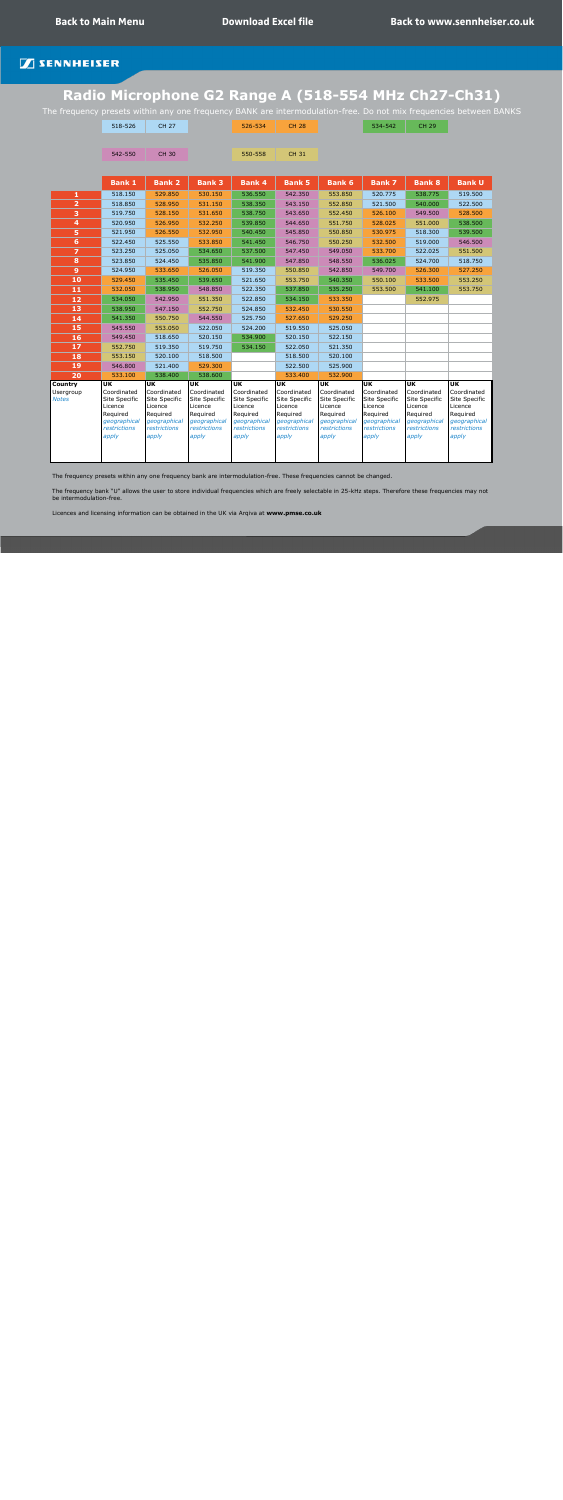Back to Main Menu | Download Excel file | Back to www.sennheiser.co.uk

SENNHEISER

# Radio Microphone G2 Range A (518-554 MHz Ch27-Ch31)

The frequency presets within any one frequency BANK are intermodulation-free. Do not mix frequencies between BANKS

| 518-526 | CH 27 | 526-534 | CH 28 | 534-542 | CH 29 |
|---|---|---|---|---|---|
| 542-550 | CH 30 | 550-558 | CH 31 | | |

| | Bank 1 | Bank 2 | Bank 3 | Bank 4 | Bank 5 | Bank 6 | Bank 7 | Bank 8 | Bank U |
|---|---|---|---|---|---|---|---|---|---|
| 1 | 518.150 | 529.850 | 530.150 | 536.550 | 542.350 | 553.850 | 520.775 | 538.775 | 519.500 |
| 2 | 518.850 | 528.950 | 531.150 | 538.350 | 543.150 | 552.850 | 521.500 | 540.000 | 522.500 |
| 3 | 519.750 | 528.150 | 531.650 | 538.750 | 543.650 | 552.450 | 526.100 | 549.500 | 528.500 |
| 4 | 520.950 | 526.950 | 532.250 | 539.850 | 544.650 | 551.750 | 528.025 | 551.000 | 538.500 |
| 5 | 521.950 | 526.550 | 532.950 | 540.450 | 545.850 | 550.850 | 530.975 | 518.300 | 539.500 |
| 6 | 522.450 | 525.550 | 533.850 | 541.450 | 546.750 | 550.250 | 532.500 | 519.000 | 546.500 |
| 7 | 523.250 | 525.050 | 534.650 | 537.500 | 547.450 | 549.050 | 533.700 | 522.025 | 551.500 |
| 8 | 523.850 | 524.450 | 535.850 | 541.900 | 547.850 | 548.550 | 536.025 | 524.700 | 518.750 |
| 9 | 524.950 | 533.650 | 526.050 | 519.350 | 550.850 | 542.850 | 549.700 | 526.300 | 527.250 |
| 10 | 529.450 | 535.450 | 539.650 | 521.650 | 553.750 | 540.350 | 550.100 | 533.500 | 553.250 |
| 11 | 532.050 | 538.950 | 548.850 | 522.350 | 537.850 | 535.250 | 553.500 | 541.100 | 553.750 |
| 12 | 534.050 | 542.950 | 551.350 | 522.850 | 534.150 | 533.350 | | 552.975 | |
| 13 | 538.050 | 547.150 | 552.750 | 524.850 | 532.450 | 530.550 | | | |
| 14 | 541.350 | 550.750 | 544.550 | 525.750 | 527.650 | 529.250 | | | |
| 15 | 545.550 | 553.050 | 522.050 | 524.200 | 519.550 | 525.050 | | | |
| 16 | 549.450 | 518.650 | 520.150 | 534.900 | 520.150 | 522.150 | | | |
| 17 | 552.750 | 519.350 | 519.750 | 534.150 | 522.050 | 521.350 | | | |
| 18 | 553.150 | 520.100 | 518.500 | | 518.500 | 520.100 | | | |
| 19 | 546.800 | 521.400 | 529.300 | | 522.500 | 525.900 | | | |
| 20 | 533.100 | 538.400 | 538.600 | | 533.400 | 532.900 | | | |
| Country | UK | UK | UK | UK | UK | UK | UK | UK | UK |
| Usergroup | Coordinated Site Specific Licence Required | Coordinated Site Specific Licence Required | Coordinated Site Specific Licence Required | Coordinated Site Specific Licence Required | Coordinated Site Specific Licence Required | Coordinated Site Specific Licence Required | Coordinated Site Specific Licence Required | Coordinated Site Specific Licence Required | Coordinated Site Specific Licence Required |
| Notes | *geographical restrictions apply* | *geographical restrictions apply* | *geographical restrictions apply* | *geographical restrictions apply* | *geographical restrictions apply* | *geographical restrictions apply* | *geographical restrictions apply* | *geographical restrictions apply* | *geographical restrictions apply* |

The frequency presets within any one frequency bank are intermodulation-free. These frequencies cannot be changed.

The frequency bank "U" allows the user to store individual frequencies which are freely selectable in 25-kHz steps. Therefore these frequencies may not be intermodulation-free.

Licences and licensing information can be obtained in the UK via Arqiva at **www.pmse.co.uk**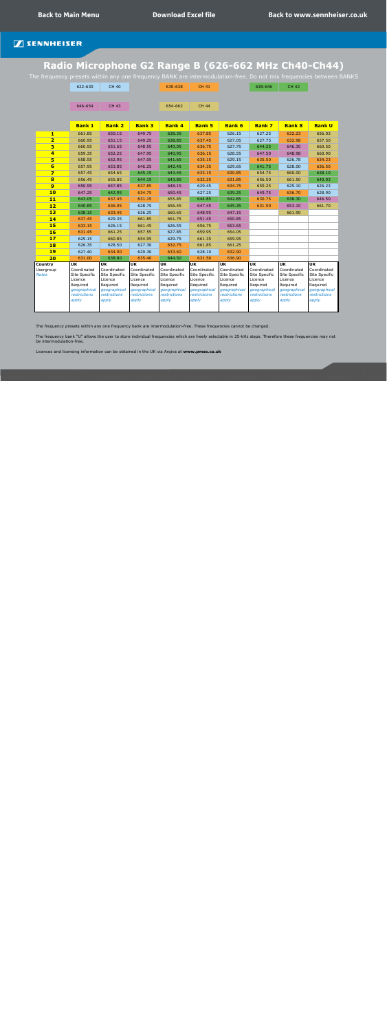Back to Main Menu | Download Excel file | Back to www.sennheiser.co.uk

SENNHEISER

# Radio Microphone G2 Range B (626-662 MHz Ch40-Ch44)

The frequency presets within any one frequency BANK are intermodulation-free. Do not mix frequencies between BANKS

| 622-630 | CH 40 | 630-638 | CH 41 | 638-646 | CH 42 |
|---|---|---|---|---|---|
| 646-654 | CH 43 | 654-662 | CH 44 | | |

| | Bank 1 | Bank 2 | Bank 3 | Bank 4 | Bank 5 | Bank 6 | Bank 7 | Bank 8 | Bank U |
|---|---|---|---|---|---|---|---|---|---|
| 1 | 661.85 | 650.15 | 649.75 | 638.35 | 637.85 | 626.15 | 627.25 | 632.23 | 656.03 |
| 2 | 660.95 | 651.15 | 649.25 | 638.85 | 637.45 | 627.05 | 627.75 | 632.98 | 657.50 |
| 3 | 660.55 | 651.65 | 648.55 | 640.05 | 636.75 | 627.75 | 644.25 | 646.30 | 660.50 |
| 4 | 659.35 | 652.25 | 647.95 | 640.95 | 636.15 | 628.55 | 647.50 | 648.98 | 660.90 |
| 5 | 658.55 | 652.95 | 647.05 | 641.65 | 635.15 | 629.15 | 635.50 | 626.78 | 634.23 |
| 6 | 657.95 | 653.85 | 646.25 | 642.45 | 634.35 | 629.65 | 641.75 | 628.00 | 636.50 |
| 7 | 657.45 | 654.65 | 645.15 | 643.45 | 633.15 | 630.85 | 654.75 | 660.00 | 638.10 |
| 8 | 656.45 | 655.85 | 644.15 | 643.85 | 632.25 | 631.85 | 656.50 | 661.50 | 640.03 |
| 9 | 650.95 | 647.85 | 637.85 | 648.15 | 629.45 | 634.75 | 659.25 | 629.10 | 626.23 |
| 10 | 647.25 | 642.95 | 634.75 | 650.45 | 627.25 | 639.25 | 649.75 | 636.70 | 628.90 |
| 11 | 643.05 | 637.45 | 631.15 | 655.85 | 644.85 | 642.85 | 630.75 | 638.30 | 646.50 |
| 12 | 640.85 | 636.05 | 628.75 | 656.45 | 647.45 | 645.35 | 631.50 | 653.10 | 661.70 |
| 13 | 638.15 | 633.45 | 626.25 | 660.65 | 648.95 | 647.15 | | 661.90 | |
| 14 | 637.45 | 629.35 | 661.85 | 661.75 | 651.45 | 650.85 | | | |
| 15 | 633.15 | 626.15 | 661.45 | 626.55 | 656.75 | 653.65 | | | |
| 16 | 631.45 | 661.25 | 657.55 | 627.85 | 659.95 | 654.05 | | | |
| 17 | 629.15 | 660.85 | 654.95 | 629.75 | 661.35 | 659.95 | | | |
| 18 | 626.35 | 628.50 | 627.30 | 632.75 | 661.85 | 661.25 | | | |
| 19 | 627.40 | 634.90 | 629.30 | 633.60 | 628.10 | 632.90 | | | |
| 20 | 631.00 | 638.80 | 635.40 | 644.50 | 631.50 | 636.90 | | | |
| **Country** | UK | UK | UK | UK | UK | UK | UK | UK | UK |
| Usergroup | Coordinated Site Specific Licence Required | Coordinated Site Specific Licence Required | Coordinated Site Specific Licence Required | Coordinated Site Specific Licence Required | Coordinated Site Specific Licence Required | Coordinated Site Specific Licence Required | Coordinated Site Specific Licence Required | Coordinated Site Specific Licence Required | Coordinated Site Specific Licence Required |
| *Notes* | *geographical restrictions apply* | *geographical restrictions apply* | *geographical restrictions apply* | *geographical restrictions apply* | *geographical restrictions apply* | *geographical restrictions apply* | *geographical restrictions apply* | *geographical restrictions apply* | *geographical restrictions apply* |

The frequency presets within any one frequency bank are intermodulation-free. These frequencies cannot be changed.

The frequency bank "U" allows the user to store individual frequencies which are freely selectable in 25-kHz steps. Therefore these frequencies may not be intermodulation-free.

Licences and licensing information can be obtained in the UK via Arqiva at **www.pmse.co.uk**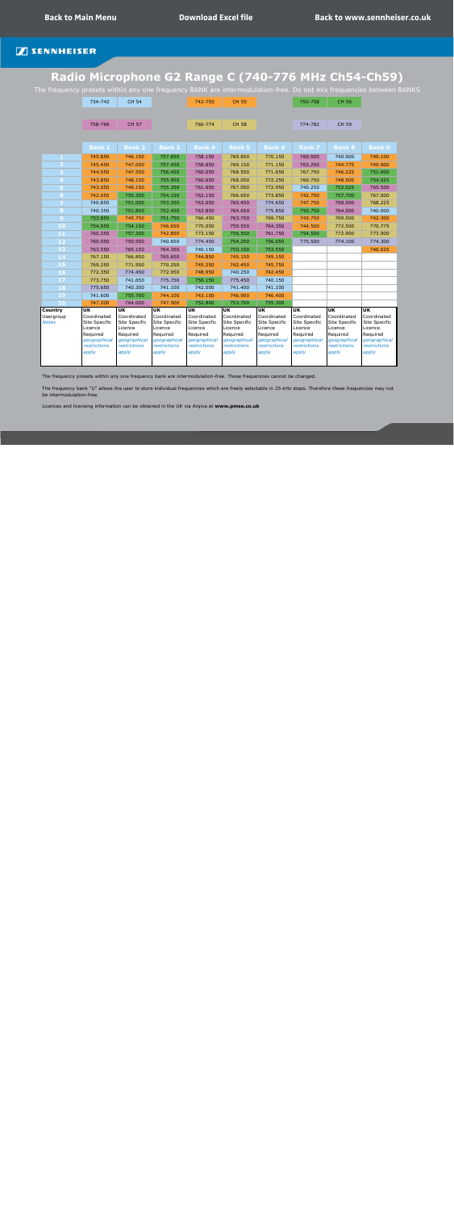Back to Main Menu | Download Excel file | Back to www.sennheiser.co.uk

SENNHEISER

# Radio Microphone G2 Range C (740-776 MHz Ch54-Ch59)

The frequency presets within any one frequency BANK are intermodulation-free. Do not mix frequencies between BANKS

| 734-742 | CH 54 | 742-750 | CH 55 | 750-758 | CH 56 |
|---|---|---|---|---|---|
| 758-766 | CH 57 | 766-774 | CH 58 | 774-782 | CH 59 |

| | Bank 1 | Bank 2 | Bank 3 | Bank 4 | Bank 5 | Bank 6 | Bank 7 | Bank 8 | Bank U |
|---|---|---|---|---|---|---|---|---|---|
| 1 | 745.850 | 746.150 | 757.850 | 758.150 | 769.850 | 770.150 | 760.500 | 740.900 | 749.100 |
| 2 | 745.450 | 747.050 | 757.450 | 758.850 | 769.150 | 771.150 | 763.250 | 744.775 | 749.900 |
| 3 | 744.550 | 747.550 | 756.450 | 760.050 | 768.550 | 771.650 | 767.750 | 746.225 | 751.000 |
| 4 | 743.850 | 748.150 | 755.950 | 760.650 | 768.050 | 772.250 | 769.750 | 748.500 | 754.025 |
| 5 | 743.050 | 749.150 | 755.350 | 761.650 | 767.050 | 772.950 | 740.250 | 752.025 | 765.500 |
| 6 | 742.050 | 750.350 | 754.150 | 762.150 | 766.650 | 773.850 | 742.750 | 757.700 | 767.000 |
| 7 | 740.850 | 751.050 | 753.350 | 763.050 | 765.450 | 774.650 | 747.750 | 758.500 | 768.225 |
| 8 | 740.350 | 751.850 | 752.450 | 763.850 | 764.650 | 775.850 | 750.750 | 764.500 | 740.000 |
| 9 | 753.850 | 745.750 | 751.750 | 766.450 | 763.750 | 769.750 | 743.750 | 769.500 | 742.300 |
| 10 | 754.950 | 754.150 | 746.650 | 770.050 | 759.550 | 764.350 | 744.500 | 772.500 | 770.775 |
| 11 | 760.350 | 757.350 | 742.850 | 773.150 | 756.550 | 761.750 | 754.500 | 772.900 | 773.900 |
| 12 | 760.950 | 759.950 | 740.650 | 774.450 | 754.250 | 756.650 | 775.500 | 774.100 | 774.300 |
| 13 | 763.550 | 765.150 | 764.350 | 740.150 | 750.150 | 753.550 | | | 746.025 |
| 14 | 767.150 | 766.850 | 765.650 | 744.850 | 745.150 | 749.150 | | | |
| 15 | 769.250 | 771.950 | 770.250 | 745.250 | 742.450 | 745.750 | | | |
| 16 | 772.350 | 774.450 | 772.950 | 748.950 | 740.250 | 742.450 | | | |
| 17 | 773.750 | 741.650 | 775.750 | 756.150 | 775.450 | 740.150 | | | |
| 18 | 775.650 | 740.300 | 741.100 | 742.000 | 741.400 | 741.100 | | | |
| 19 | 741.600 | 755.700 | 744.100 | 743.100 | 746.900 | 746.400 | | | |
| 20 | 747.200 | 764.000 | 747.500 | 752.800 | 753.700 | 755.300 | | | |
| Country | UK | UK | UK | UK | UK | UK | UK | UK | UK |
| Usergroup | Coordinated Site Specific Licence Required | Coordinated Site Specific Licence Required | Coordinated Site Specific Licence Required | Coordinated Site Specific Licence Required | Coordinated Site Specific Licence Required | Coordinated Site Specific Licence Required | Coordinated Site Specific Licence Required | Coordinated Site Specific Licence Required | Coordinated Site Specific Licence Required |
| Notes | *geographical restrictions apply* | *geographical restrictions apply* | *geographical restrictions apply* | *geographical restrictions apply* | *geographical restrictions apply* | *geographical restrictions apply* | *geographical restrictions apply* | *geographical restrictions apply* | *geographical restrictions apply* |

The frequency presets within any one frequency bank are intermodulation-free. These frequencies cannot be changed.

The frequency bank "U" allows the user to store individual frequencies which are freely selectable in 25-kHz steps. Therefore these frequencies may not be intermodulation-free.

Licences and licensing information can be obtained in the UK via Arqiva at **www.pmse.co.uk**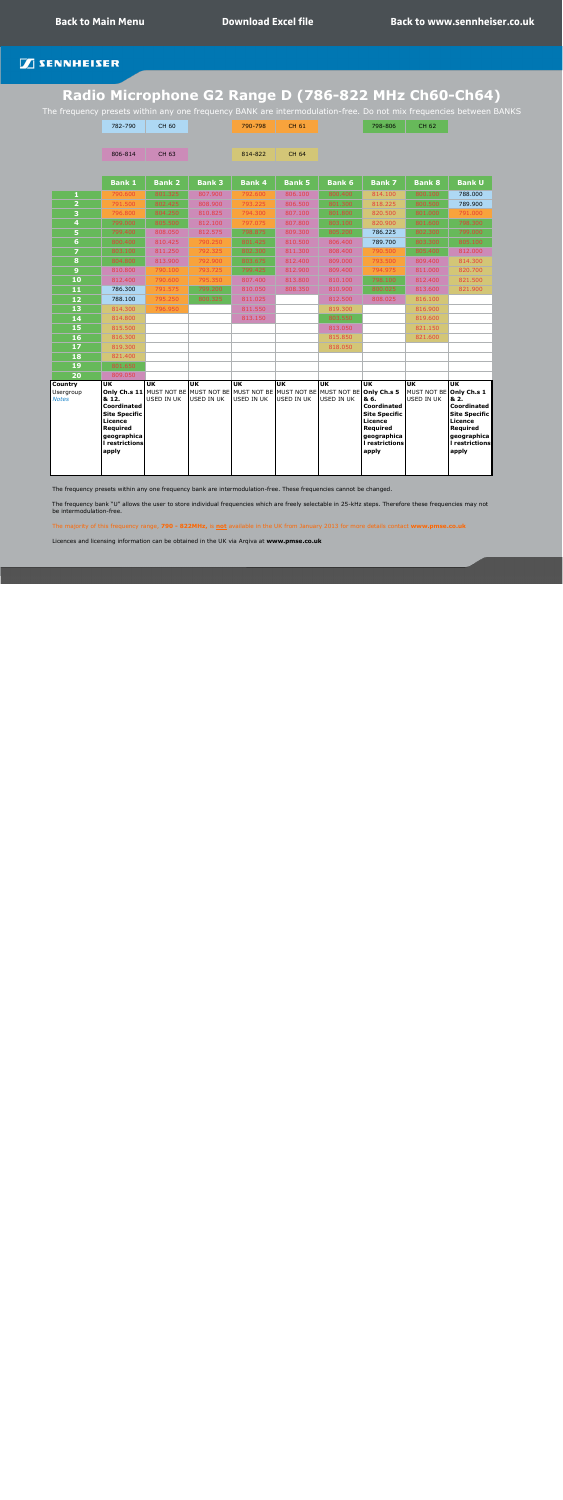Back to Main Menu | Download Excel file | Back to www.sennheiser.co.uk

SENNHEISER

# Radio Microphone G2 Range D (786-822 MHz Ch60-Ch64)

The frequency presets within any one frequency BANK are intermodulation-free. Do not mix frequencies between BANKS

| 782-790 | CH 60 | 790-798 | CH 61 | 798-806 | CH 62 |
|---|---|---|---|---|---|
| 806-814 | CH 63 | 814-822 | CH 64 | | |

| | Bank 1 | Bank 2 | Bank 3 | Bank 4 | Bank 5 | Bank 6 | Bank 7 | Bank 8 | Bank U |
|---|---|---|---|---|---|---|---|---|---|
| 1 | 790.600 | 801.325 | 807.900 | 792.600 | 806.100 | 800.400 | 814.100 | 800.700 | 788.000 |
| 2 | 791.500 | 802.425 | 808.900 | 793.225 | 806.500 | 801.300 | 818.225 | 800.500 | 789.900 |
| 3 | 796.800 | 804.250 | 810.825 | 794.300 | 807.100 | 801.800 | 820.500 | 801.000 | 791.300 |
| 4 | 799.000 | 805.300 | 812.100 | 797.075 | 807.800 | 803.100 | 820.900 | 801.600 | 798.300 |
| 5 | 799.400 | 808.050 | 812.575 | 798.675 | 809.300 | 805.200 | 786.225 | 802.300 | 799.900 |
| 6 | 800.400 | 810.425 | 790.250 | 801.425 | 810.500 | 806.400 | 789.700 | 803.300 | 805.100 |
| 7 | 803.100 | 813.250 | 792.325 | 802.200 | 811.300 | 808.400 | 790.500 | 805.400 | 812.900 |
| 8 | 804.800 | 813.900 | 792.900 | 803.675 | 812.400 | 809.000 | 793.500 | 809.400 | 814.300 |
| 9 | 810.800 | 790.100 | 793.725 | 798.425 | 812.000 | 809.400 | 794.375 | 811.200 | 820.700 |
| 10 | 812.400 | 790.600 | 795.350 | 807.400 | 813.800 | 810.100 | 798.100 | 812.400 | 821.500 |
| 11 | 786.300 | 791.575 | 799.050 | 810.050 | 808.350 | 810.900 | 805.025 | 813.600 | 821.900 |
| 12 | 788.100 | 795.250 | 800.325 | 811.025 | | 812.500 | 806.025 | 816.100 | |
| 13 | 814.300 | 796.950 | | 811.550 | | 819.300 | | 816.900 | |
| 14 | 814.800 | | | 813.150 | | 803.150 | | 819.600 | |
| 15 | 815.500 | | | | | 813.050 | | 821.150 | |
| 16 | 816.300 | | | | | 815.850 | | 821.600 | |
| 17 | 819.300 | | | | | 818.050 | | | |
| 18 | 821.400 | | | | | | | | |
| 19 | 801.650 | | | | | | | | |
| 20 | 809.050 | | | | | | | | |
| Country | UK | UK | UK | UK | UK | UK | UK | UK | UK |
| Usergroup / Notes | Only Ch.s 11 & 12. Coordinated Site Specific Licence Required geographical restrictions apply | MUST NOT BE USED IN UK | MUST NOT BE USED IN UK | MUST NOT BE USED IN UK | MUST NOT BE USED IN UK | MUST NOT BE USED IN UK | Only Ch.s 5 & 6. Coordinated Site Specific Licence Required geographical restrictions apply | MUST NOT BE USED IN UK | Only Ch.s 1 & 2. Coordinated Site Specific Licence Required geographical restrictions apply |

The frequency presets within any one frequency bank are intermodulation-free. These frequencies cannot be changed.

The frequency bank "U" allows the user to store individual frequencies which are freely selectable in 25-kHz steps. Therefore these frequencies may not be intermodulation-free.

The majority of this frequency range, **790 - 822MHz**, is **not** available in the UK from January 2013 for more details contact **www.pmse.co.uk**

Licences and licensing information can be obtained in the UK via Arqiva at **www.pmse.co.uk**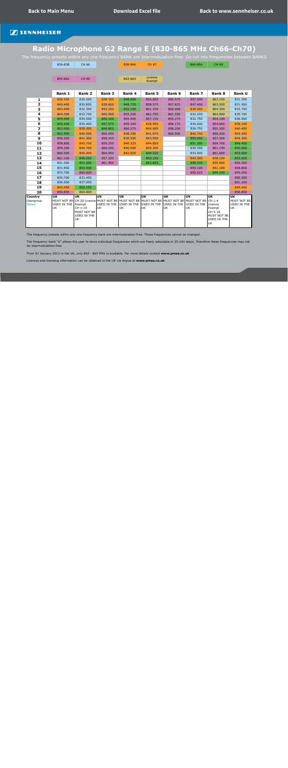Back to Main Menu | Download Excel file | Back to www.sennheiser.co.uk

SENNHEISER

# Radio Microphone G2 Range E (830-865 MHz Ch66-Ch70)

The frequency presets within any one frequency BANK are intermodulation-free. Do not mix frequencies between BANKS

| 830-838 | CH 66 | 838-846 | CH 67 | 846-854 | CH 68 |
|---|---|---|---|---|---|
| 854-862 | CH 69 | 863-865 | Licence Exempt | | |

| | Bank 1 | Bank 2 | Bank 3 | Bank 4 | Bank 5 | Bank 6 | Bank 7 | Bank 8 | Bank U |
|---|---|---|---|---|---|---|---|---|---|
| 1 | 839.100 | 830.200 | 838.100 | 848.900 | 856.650 | 856.575 | 857.500 | 863.100 | 831.300 |
| 2 | 840.400 | 830.800 | 838.600 | 849.725 | 858.575 | 857.625 | 847.400 | 863.500 | 831.900 |
| 3 | 843.400 | 832.300 | 843.250 | 852.100 | 861.150 | 860.400 | 839.900 | 864.300 | 833.700 |
| 4 | 844.300 | 832.700 | 845.500 | 855.200 | 861.750 | 861.550 | 832.200 | 864.900 | 835.700 |
| 5 | 849.400 | 834.500 | 846.100 | 855.900 | 857.150 | 855.275 | 832.750 | 854.100 | 836.900 |
| 6 | 850.400 | 835.400 | 847.575 | 859.350 | 838.950 | 856.175 | 834.600 | 854.600 | 839.100 |
| 7 | 853.000 | 839.300 | 848.800 | 860.575 | 840.600 | 858.200 | 836.750 | 855.300 | 840.400 |
| 8 | 853.500 | 840.500 | 856.050 | 838.250 | 841.975 | 860.900 | 842.700 | 856.200 | 843.400 |
| 9 | 856.300 | 841.300 | 858.425 | 839.900 | 843.050 | | 850.650 | 857.300 | 844.300 |
| 10 | 858.800 | 843.700 | 859.250 | 840.325 | 844.850 | | 851.300 | 859.700 | 849.400 |
| 11 | 859.200 | 844.700 | 860.250 | 840.900 | 845.300 | | 830.300 | 861.150 | 850.400 |
| 12 | 860.300 | 845.400 | 860.950 | 842.825 | 849.225 | | 833.900 | 861.600 | 853.000 |
| 13 | 861.100 | 848.200 | 857.325 | | 850.150 | | 843.300 | 838.100 | 853.500 |
| 14 | 831.300 | 851.200 | 861.900 | | 852.825 | | 849.200 | 839.400 | 856.300 |
| 15 | 831.900 | 853.500 | | | | | 859.100 | 841.100 | 858.800 |
| 16 | 833.700 | 860.800 | | | | | 859.525 | 849.100 | 859.200 |
| 17 | 835.700 | 833.450 | | | | | | | 860.300 |
| 18 | 836.900 | 837.050 | | | | | | | 861.100 |
| 19 | 845.450 | 852.150 | | | | | | | 845.450 |
| 20 | 856.850 | 864.800 | | | | | | | 856.850 |
| Country | UK | UK | UK | UK | UK | UK | UK | UK | UK |
| Usergroup / Notes | MUST NOT BE USED IN THE UK | CH 20 Licence Exempt CH 1-19 MUST NOT BE USED IN THE UK | MUST NOT BE USED IN THE UK | MUST NOT BE USED IN THE UK | MUST NOT BE USED IN THE UK | MUST NOT BE USED IN THE UK | MUST NOT BE USED IN THE UK | CH 1-4 Licence Exempt CH 5-16 MUST NOT BE USED IN THE UK | MUST NOT BE USED IN THE UK |

The frequency presets within any one frequency bank are intermodulation-free. These frequencies cannot be changed.

The frequency bank "U" allows the user to store individual frequencies which are freely selectable in 25-kHz steps. Therefore these frequencies may not be intermodulation-free.

From 01 January 2013 in the UK, only 863 - 865 MHz is available. For more details contact **www.pmse.co.uk**

Licences and licensing information can be obtained in the UK via Arqiva at **www.pmse.co.uk**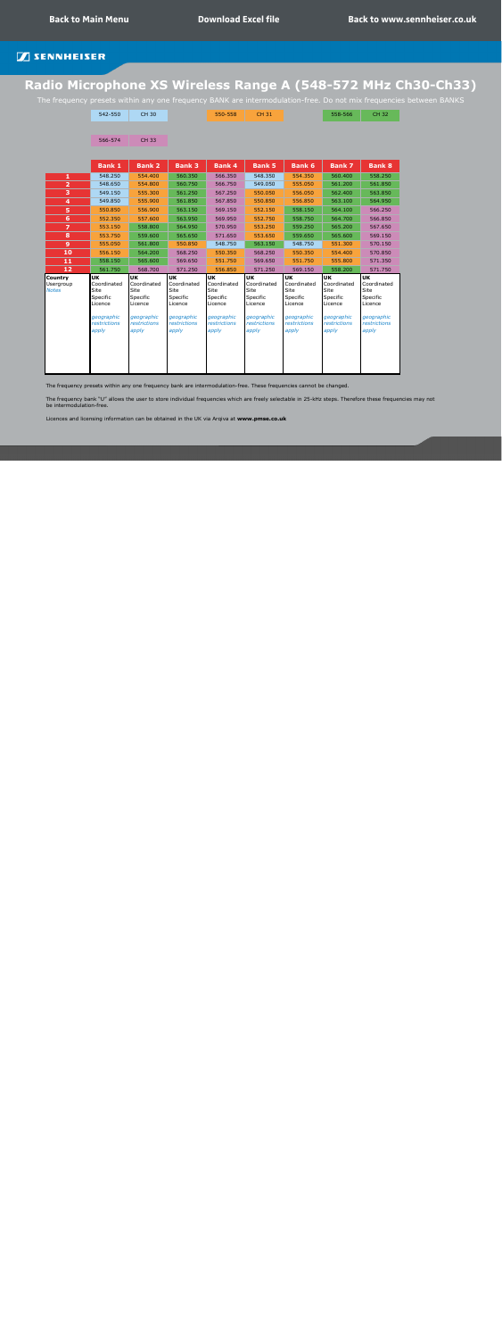Back to Main Menu | Download Excel file | Back to www.sennheiser.co.uk

SENNHEISER

# Radio Microphone XS Wireless Range A (548-572 MHz Ch30-Ch33)

The frequency presets within any one frequency BANK are intermodulation-free. Do not mix frequencies between BANKS

| 542-550 | CH 30 | 550-558 | CH 31 | 558-566 | CH 32 |
|---|---|---|---|---|---|
| 566-574 | CH 33 | | | | |

| | Bank 1 | Bank 2 | Bank 3 | Bank 4 | Bank 5 | Bank 6 | Bank 7 | Bank 8 |
|---|---|---|---|---|---|---|---|---|
| 1 | 548.250 | 554.400 | 560.350 | 566.350 | 548.350 | 554.350 | 560.400 | 558.250 |
| 2 | 548.650 | 554.800 | 560.750 | 566.750 | 549.050 | 555.050 | 561.200 | 561.850 |
| 3 | 549.150 | 555.300 | 561.250 | 567.250 | 550.050 | 556.050 | 562.400 | 563.850 |
| 4 | 549.850 | 555.900 | 561.850 | 567.850 | 550.850 | 556.850 | 563.100 | 564.950 |
| 5 | 550.850 | 556.900 | 563.150 | 569.150 | 552.150 | 558.150 | 564.100 | 566.250 |
| 6 | 552.350 | 557.600 | 563.950 | 569.950 | 552.750 | 558.750 | 564.700 | 566.850 |
| 7 | 553.150 | 558.800 | 564.950 | 570.950 | 553.250 | 559.250 | 565.200 | 567.650 |
| 8 | 553.750 | 559.600 | 565.650 | 571.650 | 553.650 | 559.650 | 565.600 | 569.150 |
| 9 | 555.050 | 561.800 | 550.850 | 548.750 | 563.150 | 548.750 | 551.300 | 570.150 |
| 10 | 556.150 | 564.200 | 568.250 | 550.350 | 568.250 | 550.350 | 554.400 | 570.850 |
| 11 | 558.150 | 565.600 | 569.650 | 551.750 | 569.650 | 551.750 | 555.800 | 571.350 |
| 12 | 561.750 | 568.700 | 571.250 | 556.850 | 571.250 | 569.150 | 558.200 | 571.750 |
| Country<br>Usergroup<br>*Notes* | UK<br>Coordinated Site Specific Licence<br>*geographic restrictions apply* | UK<br>Coordinated Site Specific Licence<br>*geographic restrictions apply* | UK<br>Coordinated Site Specific Licence<br>*geographic restrictions apply* | UK<br>Coordinated Site Specific Licence<br>*geographic restrictions apply* | UK<br>Coordinated Site Specific Licence<br>*geographic restrictions apply* | UK<br>Coordinated Site Specific Licence<br>*geographic restrictions apply* | UK<br>Coordinated Site Specific Licence<br>*geographic restrictions apply* | UK<br>Coordinated Site Specific Licence<br>*geographic restrictions apply* |

The frequency presets within any one frequency bank are intermodulation-free. These frequencies cannot be changed.

The frequency bank "U" allows the user to store individual frequencies which are freely selectable in 25-kHz steps. Therefore these frequencies may not be intermodulation-free.

Licences and licensing information can be obtained in the UK via Arqiva at **www.pmse.co.uk**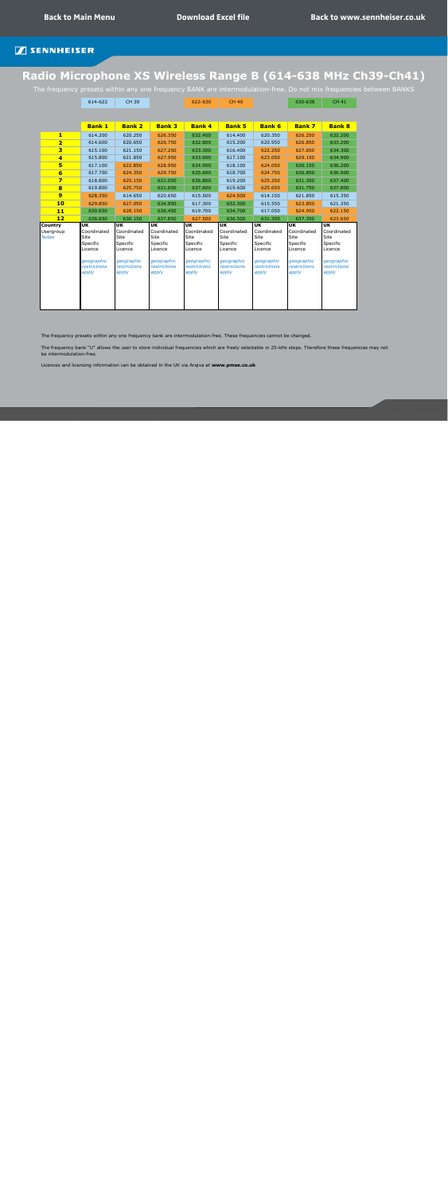Back to Main Menu | Download Excel file | Back to www.sennheiser.co.uk

SENNHEISER

# Radio Microphone XS Wireless Range B (614-638 MHz Ch39-Ch41)

The frequency presets within any one frequency BANK are intermodulation-free. Do not mix frequencies between BANKS

| 614-622 | CH 39 | 622-630 | CH 40 | 630-638 | CH 41 |
|---|---|---|---|---|---|

| | Bank 1 | Bank 2 | Bank 3 | Bank 4 | Bank 5 | Bank 6 | Bank 7 | Bank 8 |
|---|---|---|---|---|---|---|---|---|
| 1 | 614.200 | 620.250 | 626.350 | 632.400 | 614.400 | 620.350 | 626.250 | 632.200 |
| 2 | 614.600 | 620.650 | 626.750 | 632.800 | 615.200 | 620.950 | 626.850 | 633.200 |
| 3 | 615.100 | 621.150 | 627.250 | 633.300 | 616.400 | 622.250 | 627.650 | 634.300 |
| 4 | 615.800 | 621.850 | 627.950 | 633.900 | 617.100 | 623.050 | 629.150 | 634.900 |
| 5 | 617.100 | 622.850 | 628.950 | 634.900 | 618.100 | 624.050 | 630.150 | 636.200 |
| 6 | 617.700 | 624.350 | 629.750 | 635.600 | 618.700 | 624.750 | 630.850 | 636.900 |
| 7 | 618.800 | 625.150 | 631.050 | 636.800 | 619.200 | 625.250 | 631.350 | 637.400 |
| 8 | 619.800 | 625.750 | 631.650 | 637.600 | 619.600 | 625.650 | 631.750 | 637.800 |
| 9 | 628.350 | 614.650 | 620.650 | 615.500 | 624.500 | 614.150 | 621.850 | 615.350 |
| 10 | 629.850 | 627.050 | 634.950 | 617.300 | 632.300 | 615.550 | 623.850 | 621.350 |
| 11 | 630.650 | 628.150 | 636.450 | 619.700 | 634.700 | 617.050 | 624.950 | 622.150 |
| 12 | 636.650 | 630.150 | 637.850 | 627.500 | 636.500 | 631.350 | 637.350 | 623.650 |
| Country | UK | UK | UK | UK | UK | UK | UK | UK |
| Usergroup | Coordinated Site Specific Licence | Coordinated Site Specific Licence | Coordinated Site Specific Licence | Coordinated Site Specific Licence | Coordinated Site Specific Licence | Coordinated Site Specific Licence | Coordinated Site Specific Licence | Coordinated Site Specific Licence |
| *Notes* | *geographic restrictions apply* | *geographic restrictions apply* | *geographic restrictions apply* | *geographic restrictions apply* | *geographic restrictions apply* | *geographic restrictions apply* | *geographic restrictions apply* | *geographic restrictions apply* |

The frequency presets within any one frequency bank are intermodulation-free. These frequencies cannot be changed.

The frequency bank "U" allows the user to store individual frequencies which are freely selectable in 25-kHz steps. Therefore these frequencies may not be intermodulation-free.

Licences and licensing information can be obtained in the UK via Arqiva at **www.pmse.co.uk**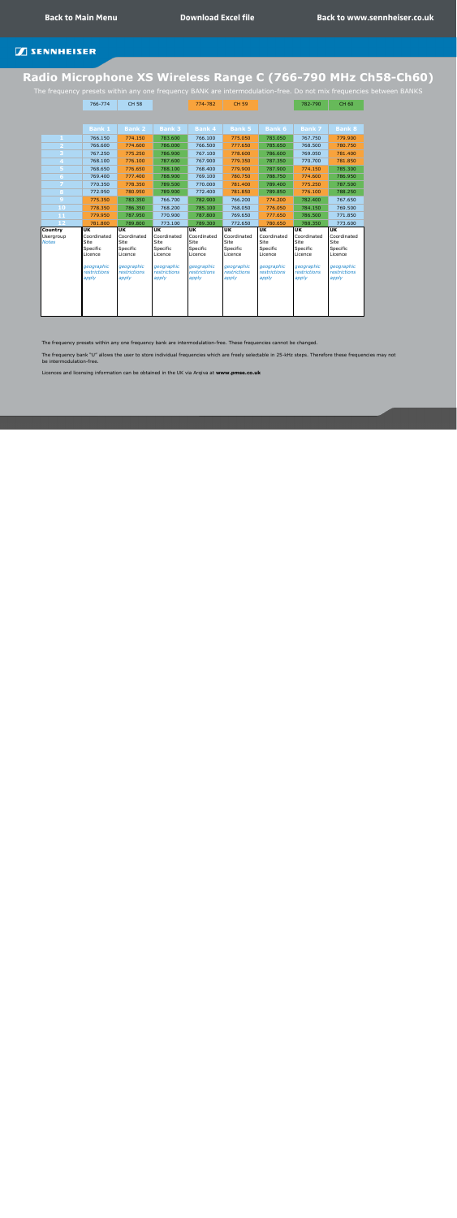Back to Main Menu | Download Excel file | Back to www.sennheiser.co.uk

SENNHEISER

# Radio Microphone XS Wireless Range C (766-790 MHz Ch58-Ch60)

The frequency presets within any one frequency BANK are intermodulation-free. Do not mix frequencies between BANKS

| 766-774 | CH 58 | | 774-782 | CH 59 | | 782-790 | CH 60 |
|---|---|---|---|---|---|---|---|

| | Bank 1 | Bank 2 | Bank 3 | Bank 4 | Bank 5 | Bank 6 | Bank 7 | Bank 8 |
|---|---|---|---|---|---|---|---|---|
| 1 | 766.150 | 774.150 | 783.600 | 766.100 | 775.050 | 783.050 | 767.750 | 779.900 |
| 2 | 766.600 | 774.600 | 786.000 | 766.500 | 777.650 | 785.650 | 768.500 | 780.750 |
| 3 | 767.250 | 775.250 | 786.900 | 767.100 | 778.600 | 786.600 | 769.050 | 781.400 |
| 4 | 768.100 | 776.100 | 787.600 | 767.900 | 779.350 | 787.350 | 770.700 | 781.850 |
| 5 | 768.650 | 776.650 | 788.100 | 768.400 | 779.900 | 787.900 | 774.150 | 785.300 |
| 6 | 769.400 | 777.400 | 788.900 | 769.100 | 780.750 | 788.750 | 774.600 | 786.950 |
| 7 | 770.350 | 778.350 | 789.500 | 770.000 | 781.400 | 789.400 | 775.250 | 787.500 |
| 8 | 772.950 | 780.950 | 789.900 | 772.400 | 781.850 | 789.850 | 776.100 | 788.250 |
| 9 | 775.350 | 783.350 | 766.700 | 782.900 | 766.200 | 774.200 | 782.400 | 767.650 |
| 10 | 778.350 | 786.350 | 768.200 | 785.100 | 768.050 | 776.050 | 784.150 | 769.500 |
| 11 | 779.950 | 787.950 | 770.900 | 787.800 | 769.650 | 777.650 | 786.500 | 771.850 |
| 12 | 781.800 | 789.800 | 773.100 | 789.300 | 772.650 | 780.650 | 788.350 | 773.600 |
| Country | UK | UK | UK | UK | UK | UK | UK | UK |
| Usergroup | Coordinated Site Specific Licence | Coordinated Site Specific Licence | Coordinated Site Specific Licence | Coordinated Site Specific Licence | Coordinated Site Specific Licence | Coordinated Site Specific Licence | Coordinated Site Specific Licence | Coordinated Site Specific Licence |
| *Notes* | *geographic restrictions apply* | *geographic restrictions apply* | *geographic restrictions apply* | *geographic restrictions apply* | *geographic restrictions apply* | *geographic restrictions apply* | *geographic restrictions apply* | *geographic restrictions apply* |

The frequency presets within any one frequency bank are intermodulation-free. These frequencies cannot be changed.

The frequency bank "U" allows the user to store individual frequencies which are freely selectable in 25-kHz steps. Therefore these frequencies may not be intermodulation-free.

Licences and licensing information can be obtained in the UK via Arqiva at **www.pmse.co.uk**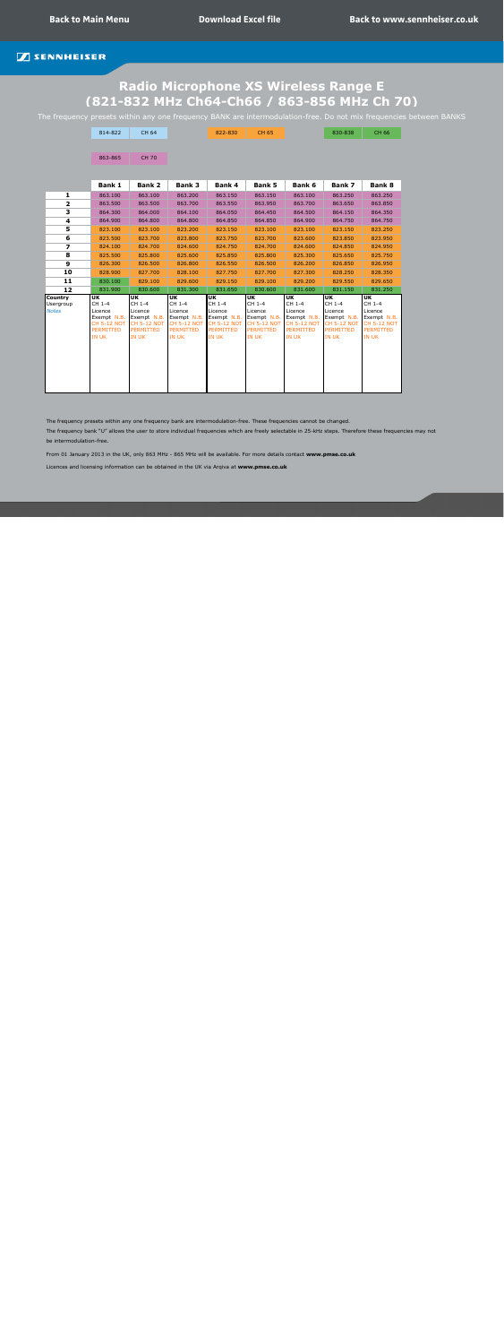Back to Main Menu | Download Excel file | Back to www.sennheiser.co.uk

SENNHEISER

# Radio Microphone XS Wireless Range E (821-832 MHz Ch64-Ch66 / 863-856 MHz Ch 70)

The frequency presets within any one frequency BANK are intermodulation-free. Do not mix frequencies between BANKS

| 814-822 | CH 64 | 822-830 | CH 65 | 830-838 | CH 66 |
|---|---|---|---|---|---|
| 863-865 | CH 70 | | | | |

| | Bank 1 | Bank 2 | Bank 3 | Bank 4 | Bank 5 | Bank 6 | Bank 7 | Bank 8 |
|---|---|---|---|---|---|---|---|---|
| 1 | 863.100 | 863.100 | 863.200 | 863.150 | 863.150 | 863.100 | 863.250 | 863.250 |
| 2 | 863.500 | 863.500 | 863.700 | 863.550 | 863.950 | 863.700 | 863.650 | 863.850 |
| 3 | 864.300 | 864.000 | 864.100 | 864.050 | 864.450 | 864.500 | 864.150 | 864.350 |
| 4 | 864.900 | 864.800 | 864.800 | 864.850 | 864.850 | 864.900 | 864.750 | 864.750 |
| 5 | 823.100 | 823.100 | 823.200 | 823.150 | 823.100 | 823.100 | 823.150 | 823.250 |
| 6 | 823.500 | 823.700 | 823.800 | 823.750 | 823.700 | 823.600 | 823.850 | 823.950 |
| 7 | 824.100 | 824.700 | 824.600 | 824.750 | 824.700 | 824.600 | 824.850 | 824.950 |
| 8 | 825.500 | 825.800 | 825.600 | 825.850 | 825.800 | 825.300 | 825.650 | 825.750 |
| 9 | 826.300 | 826.500 | 826.800 | 826.550 | 826.500 | 826.200 | 826.850 | 826.950 |
| 10 | 828.900 | 827.700 | 828.100 | 827.750 | 827.700 | 827.300 | 828.250 | 828.350 |
| 11 | 830.100 | 829.100 | 829.600 | 829.150 | 829.100 | 829.200 | 829.550 | 829.650 |
| 12 | 831.900 | 830.600 | 831.300 | 831.650 | 830.600 | 831.600 | 831.150 | 831.250 |
| Country | UK | UK | UK | UK | UK | UK | UK | UK |
| Usergroup | CH 1-4 Licence Exempt | CH 1-4 Licence Exempt | CH 1-4 Licence Exempt | CH 1-4 Licence Exempt | CH 1-4 Licence Exempt | CH 1-4 Licence Exempt | CH 1-4 Licence Exempt | CH 1-4 Licence Exempt |
| Notes | N.B. CH 5-12 NOT PERMITTED IN UK | N.B. CH 5-12 NOT PERMITTED IN UK | N.B. CH 5-12 NOT PERMITTED IN UK | N.B. CH 5-12 NOT PERMITTED IN UK | N.B. CH 5-12 NOT PERMITTED IN UK | N.B. CH 5-12 NOT PERMITTED IN UK | N.B. CH 5-12 NOT PERMITTED IN UK | N.B. CH 5-12 NOT PERMITTED IN UK |

The frequency presets within any one frequency bank are intermodulation-free. These frequencies cannot be changed.

The frequency bank "U" allows the user to store individual frequencies which are freely selectable in 25-kHz steps. Therefore these frequencies may not be intermodulation-free.

From 01 January 2013 in the UK, only 863 MHz - 865 MHz will be available. For more details contact **www.pmse.co.uk**

Licences and licensing information can be obtained in the UK via Arqiva at **www.pmse.co.uk**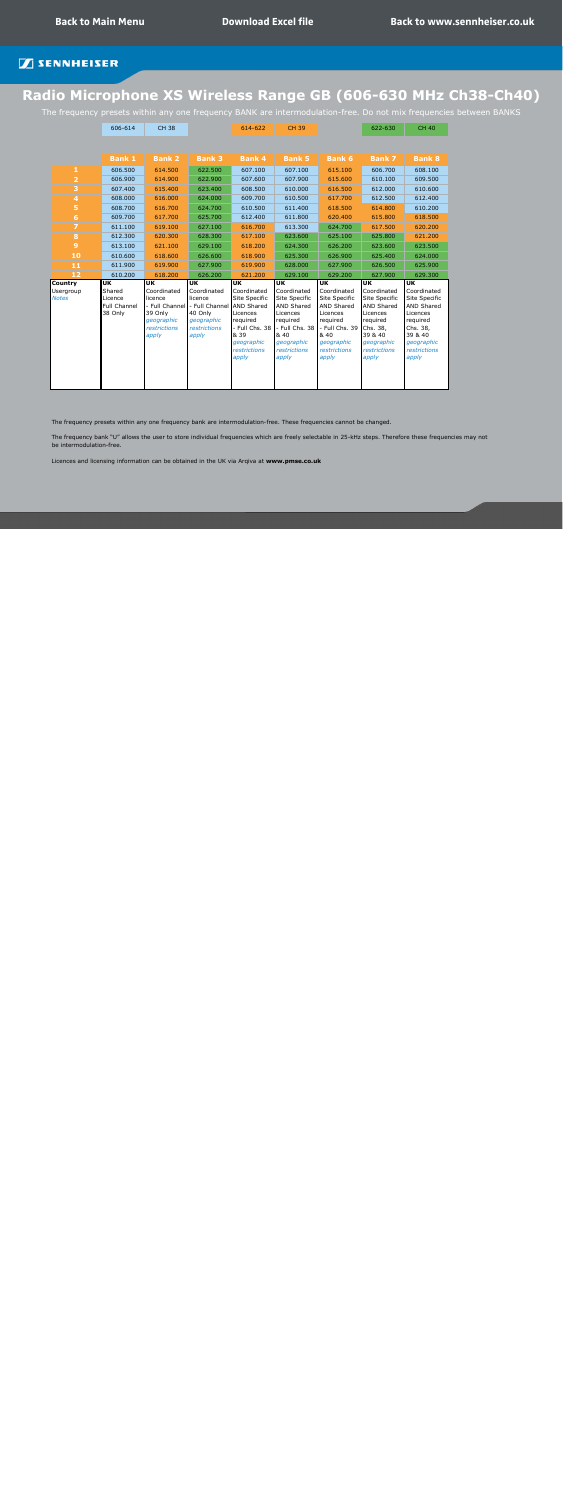Back to Main Menu | Download Excel file | Back to www.sennheiser.co.uk

SENNHEISER

# Radio Microphone XS Wireless Range GB (606-630 MHz Ch38-Ch40)

The frequency presets within any one frequency BANK are intermodulation-free. Do not mix frequencies between BANKS

| 606-614 | CH 38 | | 614-622 | CH 39 | | 622-630 | CH 40 |
|---|---|---|---|---|---|---|---|

| | Bank 1 | Bank 2 | Bank 3 | Bank 4 | Bank 5 | Bank 6 | Bank 7 | Bank 8 |
|---|---|---|---|---|---|---|---|---|
| 1 | 606.500 | 614.500 | 622.500 | 607.100 | 607.100 | 615.100 | 606.700 | 608.100 |
| 2 | 606.900 | 614.900 | 622.900 | 607.600 | 607.900 | 615.600 | 610.100 | 609.500 |
| 3 | 607.400 | 615.400 | 623.400 | 608.500 | 610.000 | 616.500 | 612.000 | 610.600 |
| 4 | 608.000 | 616.000 | 624.000 | 609.700 | 610.500 | 617.700 | 612.500 | 612.400 |
| 5 | 608.700 | 616.700 | 624.700 | 610.500 | 611.400 | 618.500 | 614.800 | 610.200 |
| 6 | 609.700 | 617.700 | 625.700 | 612.400 | 611.800 | 620.400 | 615.800 | 618.500 |
| 7 | 611.100 | 619.100 | 627.100 | 616.700 | 613.300 | 624.700 | 617.500 | 620.200 |
| 8 | 612.300 | 620.300 | 628.300 | 617.100 | 623.600 | 625.100 | 625.800 | 621.200 |
| 9 | 613.100 | 621.100 | 629.100 | 618.200 | 624.300 | 626.200 | 623.600 | 623.500 |
| 10 | 610.600 | 618.600 | 626.600 | 618.900 | 625.300 | 626.900 | 625.400 | 624.000 |
| 11 | 611.900 | 619.900 | 627.900 | 619.900 | 628.000 | 627.900 | 626.500 | 625.900 |
| 12 | 610.200 | 618.200 | 626.200 | 621.200 | 629.100 | 629.200 | 627.900 | 629.300 |
| **Country** | UK | UK | UK | UK | UK | UK | UK | UK |
| Usergroup | Shared Licence Full Channel 38 Only | Coordinated licence - Full Channel 39 Only | Coordinated licence - Full Channel 40 Only | Coordinated Site Specific AND Shared Licences required - Full Chs. 38 & 39 | Coordinated Site Specific AND Shared Licences required - Full Chs. 38 & 40 | Coordinated Site Specific AND Shared Licences required - Full Chs. 39 & 40 | Coordinated Site Specific AND Shared Licences required Chs. 38, 39 & 40 | Coordinated Site Specific AND Shared Licences required Chs. 38, 39 & 40 |
| *Notes* | | *geographic restrictions apply* | *geographic restrictions apply* | *geographic restrictions apply* | *geographic restrictions apply* | *geographic restrictions apply* | *geographic restrictions apply* | *geographic restrictions apply* |

The frequency presets within any one frequency bank are intermodulation-free. These frequencies cannot be changed.

The frequency bank "U" allows the user to store individual frequencies which are freely selectable in 25-kHz steps. Therefore these frequencies may not be intermodulation-free.

Licences and licensing information can be obtained in the UK via Arqiva at **www.pmse.co.uk**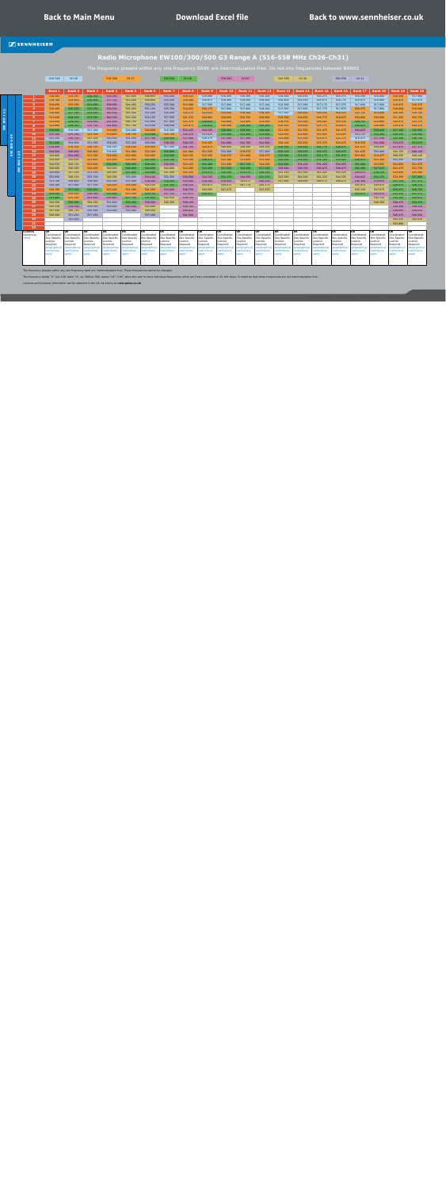Back to Main Menu | Download Excel file | Back to www.sennheiser.co.uk

# Radio Microphone EW100/300/500 G3 Range A (516-558 MHz Ch26-Ch31)

The frequency presets within any one frequency BANK are intermodulation-free. Do not mix frequencies between BANKS

The frequency presets within any one frequency bank are intermodulation-free. These frequencies cannot be changed.

The frequency banks "U" (user) allow the user to store individual frequencies which are freely selectable in 25 kHz steps. It might be that these frequencies are not intermodulation-free.

Licences and licensing information can be obtained in the UK via Arqiva at www.pmse.co.uk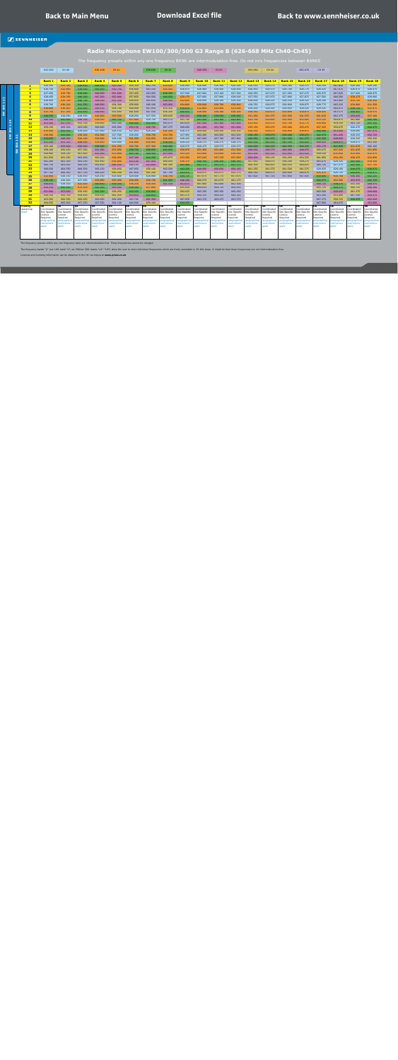Back to Main Menu | Download Excel file | Back to www.sennheiser.co.uk

SENNHEISER

# Radio Microphone EW100/300/500 G3 Range B (626-668 MHz Ch40-Ch45)

The frequency presets within any one frequency BANK are intermodulation-free. Do not mix frequencies between BANKS

| 622-630 | Ch 40 | 630-638 | Ch 41 | 638-646 | Ch 42 | 646-654 | Ch 43 | 654-662 | Ch 44 | 662-670 | Ch 45 |
|---|---|---|---|---|---|---|---|---|---|---|---|

Bank 1 | Bank 2 | Bank 3 | Bank 4 | Bank 5 | Bank 6 | Bank 7 | Bank 8 | Bank 9 | Bank 10 | Bank 11 | Bank 12 | Bank 13 | Bank 14 | Bank 15 | Bank 16 | Bank 17 | Bank 18 | Bank 19 | Bank 20

Channels 1–32 (frequency values illegible at this resolution)

Licence category: Coordinated Site Specific Licence Required

The frequency presets within any one frequency bank are intermodulation-free. These frequencies cannot be changed.

Licences and licensing information can be obtained in the UK via Arqiva at www.pmse.co.uk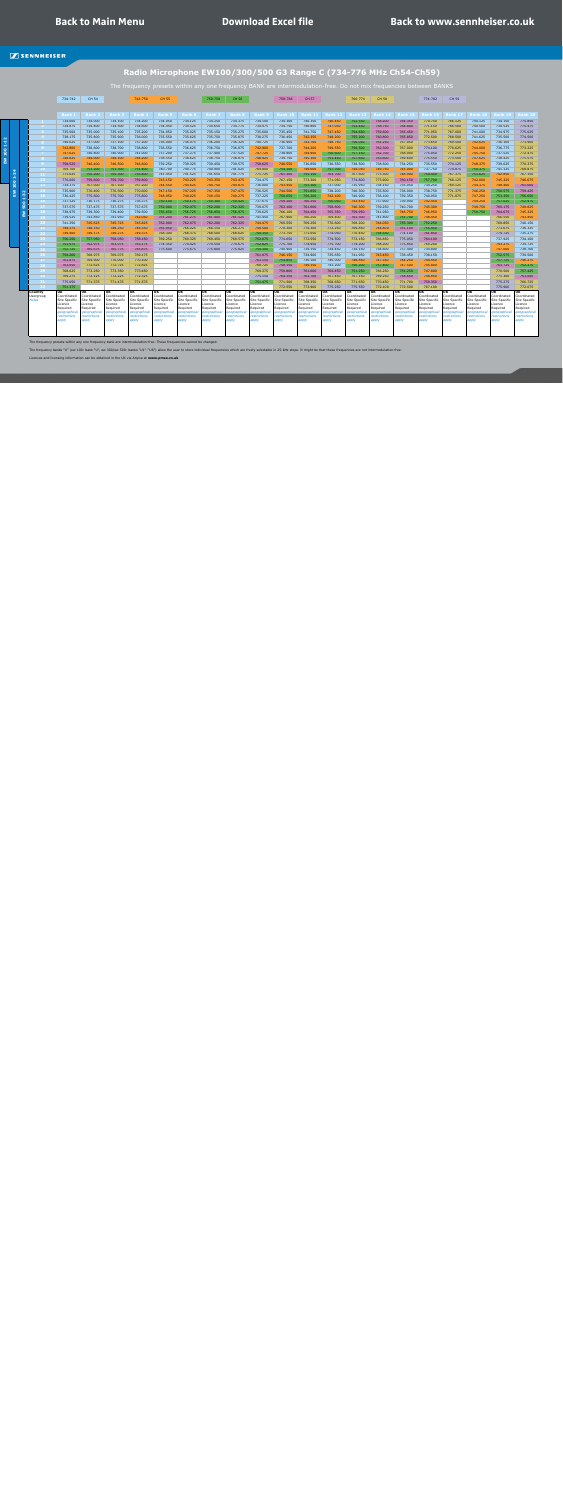Back to Main Menu | Download Excel file | Back to www.sennheiser.co.uk

# Radio Microphone EW100/300/500 G3 Range C (734-776 MHz Ch54-Ch59)

The frequency presets within any one frequency BANK are intermodulation-free. Do not mix frequencies between BANKS

734-742 CH 54 | 742-750 CH 55 | 750-758 CH 56 | 758-766 CH 57 | 766-774 CH 58 | 774-782 CH 59

The frequency presets within any one frequency bank are intermodulation-free. These frequencies cannot be changed.

The frequency banks "U" (ex: 'Other TEK banks "U1"-"U6"') allow the user to store individual frequencies which are freely selectable in 25 kHz steps. It might be that these frequencies are not intermodulation-free.

Licences and licensing information can be obtained in the UK via Ofcom at www.pmse.co.uk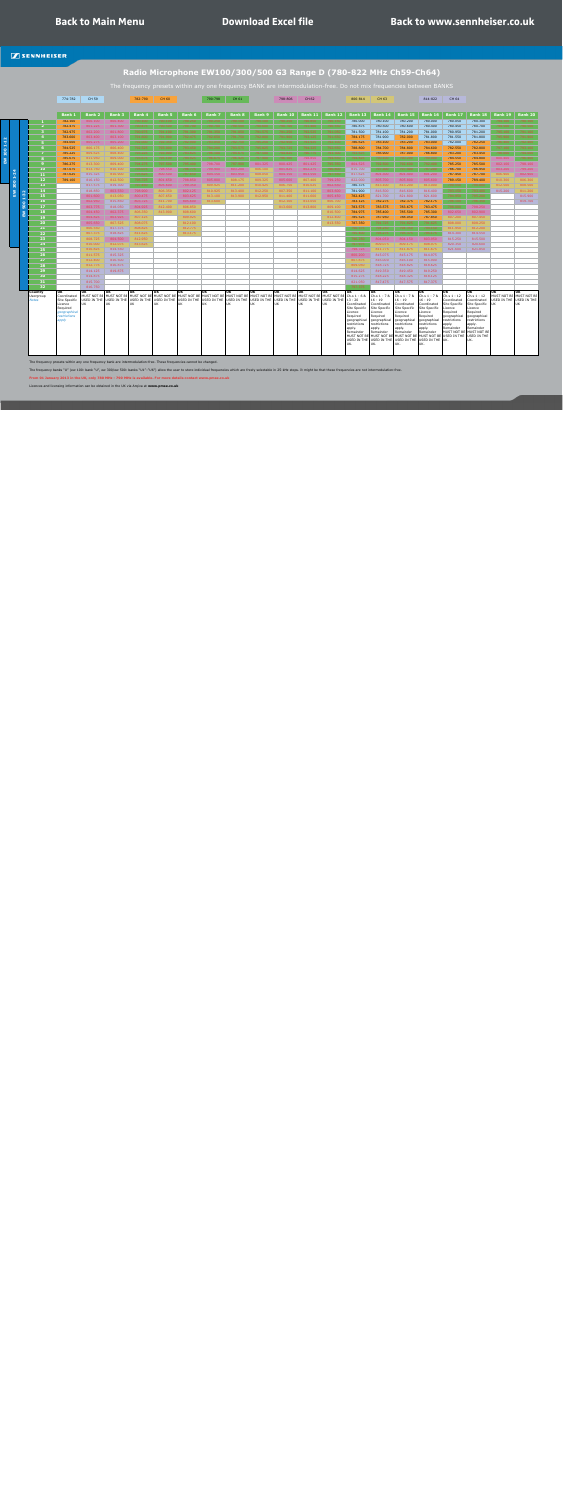Back to Main Menu | Download Excel file | Back to www.sennheiser.co.uk

SENNHEISER

# Radio Microphone EW100/300/500 G3 Range D (780–822 MHz Ch59–Ch64)

The frequency presets within any one frequency BANK are intermodulation-free. Do not mix frequencies between BANKS

The frequency presets within any one frequency bank are intermodulation-free. These frequencies cannot be changed.

The frequency banks "U" (on 100 Series "U", on 300 and 500 Series "U1"–"U6") allow the user to store individual frequencies which are freely selectable in 25 kHz steps. It might be that these frequencies are not intermodulation-free.

Licences and licensing information can be obtained in the UK via Arqiva at www.pmse.co.uk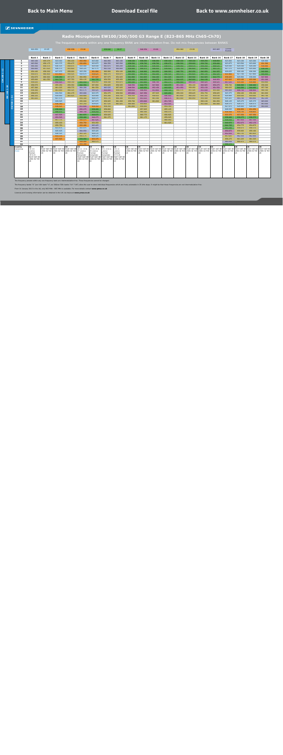Back to Main Menu | Download Excel file | Back to www.sennheiser.co.uk

SENNHEISER

# Radio Microphone EW100/300/500 G3 Range E (823-865 MHz Ch65-Ch70)

The frequency presets within any one frequency BANK are intermodulation-free. Do not mix frequencies between BANKS

The frequency presets within any one frequency bank are intermodulation-free. These frequencies cannot be changed.

From 1st January 2013 in the UK, only 823 MHz - 865 MHz is available. For more details contact www.pmse.co.uk

Licences and licensing information can be obtained in the UK via Arqiva at www.pmse.co.uk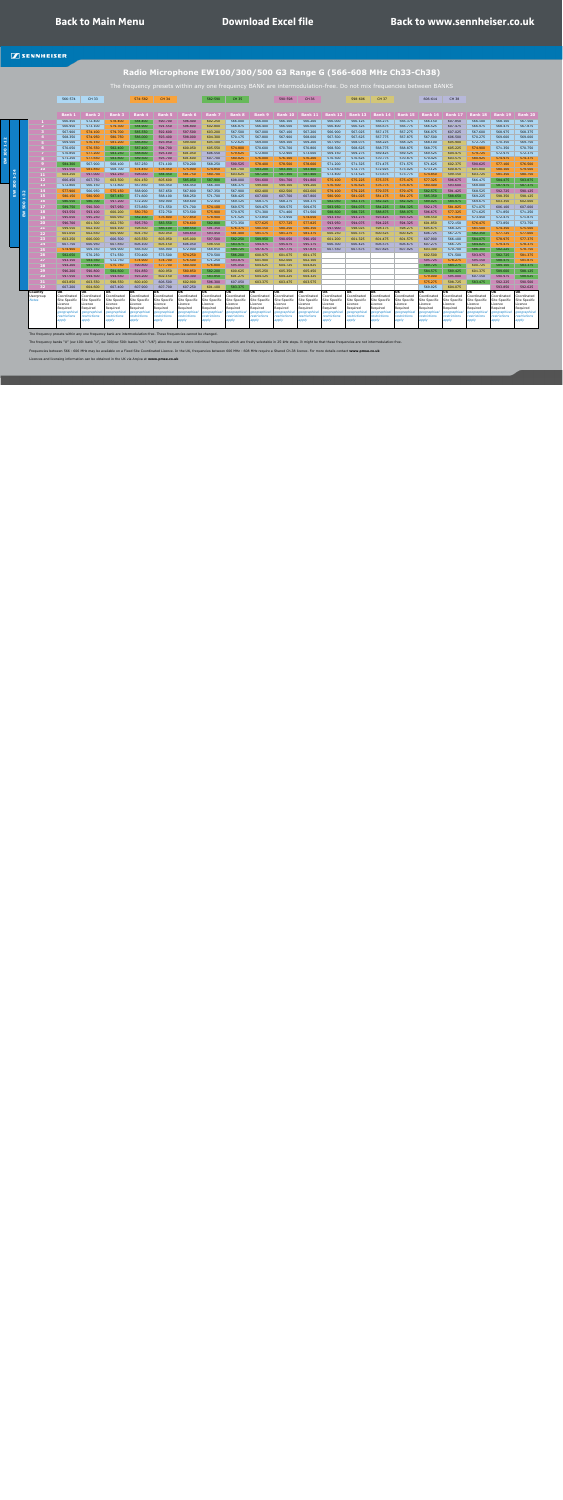# Radio Microphone EW100/300/500 G3 Range G (566-608 MHz Ch33-Ch38)

The frequency presets within any one frequency BANK are intermodulation-free. Do not mix frequencies between BANKS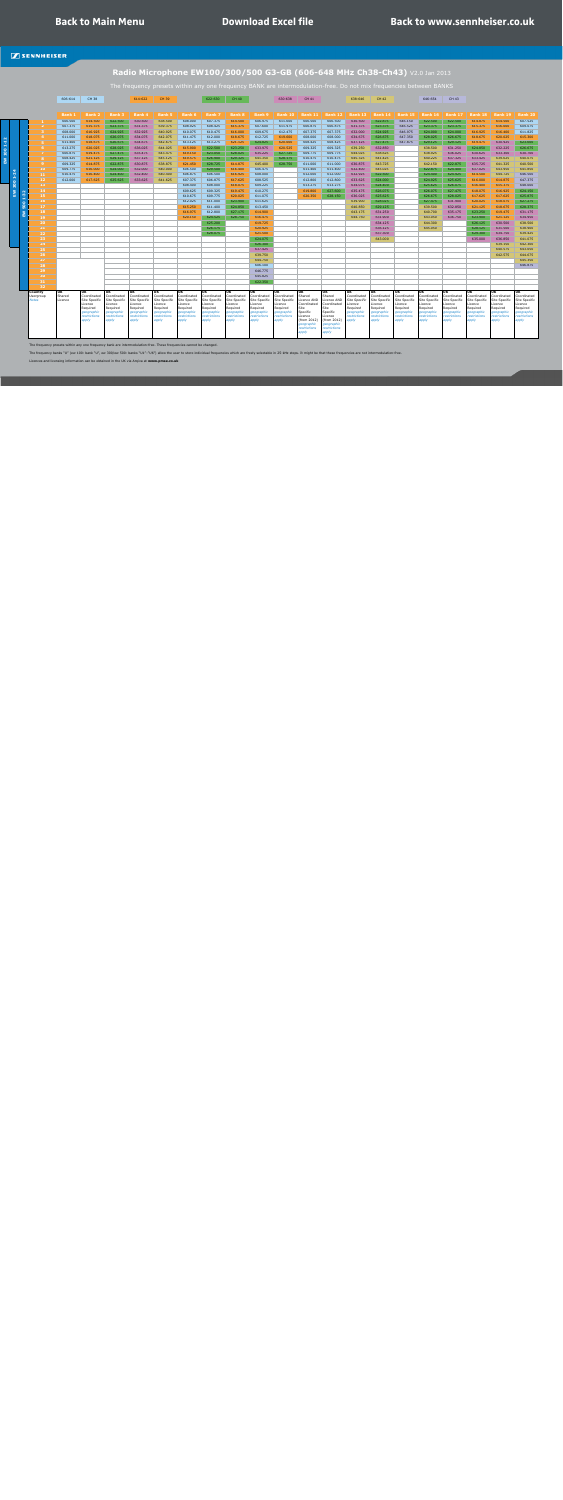# Radio Microphone EW100/300/500 G3-GB (606-648 MHz Ch38-Ch43) V2.0 Jan 2013

The frequency presets within any one frequency BANK are intermodulation-free. Do not mix frequencies between BANKS

The frequency presets within any one frequency Bank are intermodulation-free. These frequencies cannot be changed.

The frequency banks "U" (user bank "U" on 300/ser 500 banks "U1"-"U6"), allow the user to store individual frequencies which are freely accessible in 25 kHz steps. It might be that these frequencies are not intermodulation-free.

Licences and licensing information can be obtained in the UK via Arqiva at www.pmse.co.uk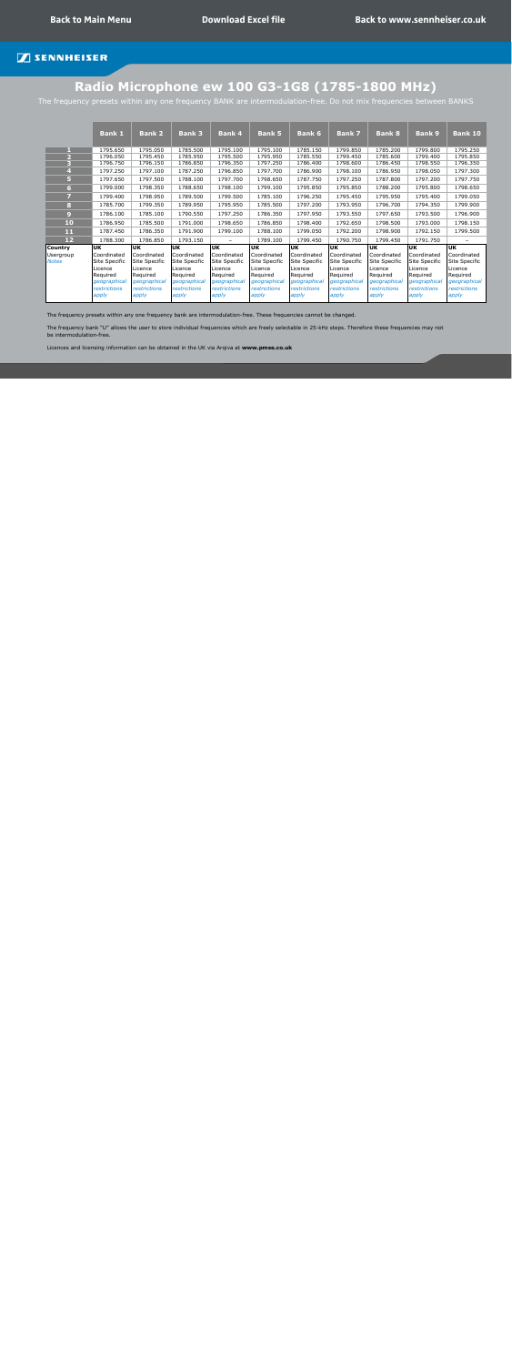Back to Main Menu | Download Excel file | Back to www.sennheiser.co.uk

SENNHEISER

# Radio Microphone ew 100 G3-1G8 (1785-1800 MHz)

The frequency presets within any one frequency BANK are intermodulation-free. Do not mix frequencies between BANKS

| | Bank 1 | Bank 2 | Bank 3 | Bank 4 | Bank 5 | Bank 6 | Bank 7 | Bank 8 | Bank 9 | Bank 10 |
|---|---|---|---|---|---|---|---|---|---|---|
| 1 | 1795.650 | 1795.050 | 1785.500 | 1795.100 | 1795.100 | 1785.150 | 1799.850 | 1785.200 | 1799.800 | 1795.250 |
| 2 | 1796.050 | 1795.450 | 1785.950 | 1795.500 | 1795.950 | 1785.550 | 1799.450 | 1785.600 | 1799.400 | 1795.850 |
| 3 | 1796.750 | 1796.150 | 1786.850 | 1796.350 | 1797.250 | 1786.400 | 1798.600 | 1786.450 | 1798.550 | 1796.350 |
| 4 | 1797.250 | 1797.100 | 1787.250 | 1796.850 | 1797.700 | 1786.900 | 1798.100 | 1786.950 | 1798.050 | 1797.300 |
| 5 | 1797.650 | 1797.500 | 1788.100 | 1797.700 | 1798.650 | 1787.750 | 1797.250 | 1787.800 | 1797.200 | 1797.750 |
| 6 | 1799.000 | 1798.350 | 1788.650 | 1798.100 | 1799.100 | 1795.850 | 1795.850 | 1788.200 | 1795.800 | 1798.650 |
| 7 | 1799.400 | 1798.950 | 1789.500 | 1799.500 | 1785.100 | 1796.250 | 1795.450 | 1795.950 | 1795.400 | 1799.050 |
| 8 | 1785.700 | 1799.350 | 1789.950 | 1795.950 | 1785.500 | 1797.200 | 1793.950 | 1796.700 | 1794.350 | 1799.900 |
| 9 | 1786.100 | 1785.100 | 1790.550 | 1797.250 | 1786.350 | 1797.950 | 1793.550 | 1797.650 | 1793.500 | 1796.900 |
| 10 | 1786.950 | 1785.500 | 1791.000 | 1798.650 | 1786.850 | 1798.400 | 1792.650 | 1798.500 | 1793.000 | 1798.150 |
| 11 | 1787.450 | 1786.350 | 1791.900 | 1799.100 | 1788.100 | 1799.050 | 1792.200 | 1798.900 | 1792.150 | 1799.500 |
| 12 | 1788.300 | 1786.850 | 1793.150 | – | 1789.100 | 1799.450 | 1790.750 | 1799.450 | 1791.750 | – |
| Country | UK | UK | UK | UK | UK | UK | UK | UK | UK | UK |
| Usergroup | Coordinated Site Specific Licence Required | Coordinated Site Specific Licence Required | Coordinated Site Specific Licence Required | Coordinated Site Specific Licence Required | Coordinated Site Specific Licence Required | Coordinated Site Specific Licence Required | Coordinated Site Specific Licence Required | Coordinated Site Specific Licence Required | Coordinated Site Specific Licence Required | Coordinated Site Specific Licence Required |
| *Notes* | *geographical restrictions apply* | *geographical restrictions apply* | *geographical restrictions apply* | *geographical restrictions apply* | *geographical restrictions apply* | *geographical restrictions apply* | *geographical restrictions apply* | *geographical restrictions apply* | *geographical restrictions apply* | *geographical restrictions apply* |

The frequency presets within any one frequency bank are intermodulation-free. These frequencies cannot be changed.

The frequency bank "U" allows the user to store individual frequencies which are freely selectable in 25-kHz steps. Therefore these frequencies may not be intermodulation-free.

Licences and licensing information can be obtained in the UK via Arqiva at **www.pmse.co.uk**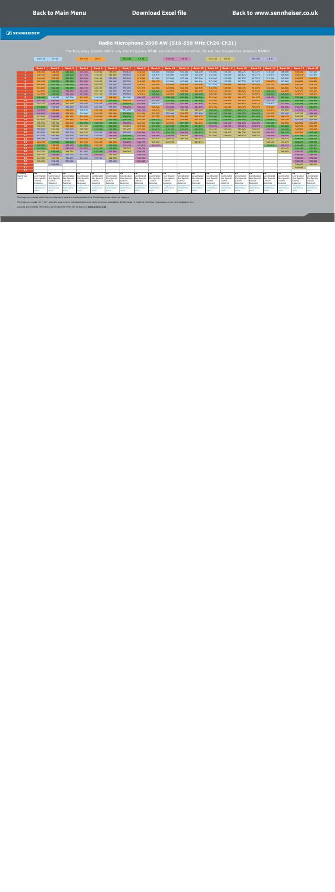# Radio Microphone 2000 AW (516-558 MHz Ch26-Ch31)

The frequency presets within any one frequency BANK are intermodulation-free. Do not mix frequencies between BANKS

The frequency preset within any one frequency bank are intermodulation-free. These frequencies cannot be changed.

The frequency banks "U1"-"U6" allow the user to store individual frequencies which are freely selectable in 25 kHz steps. It might be that these frequencies are not intermodulation free.

Licences and licensing information can be obtained in the UK via Ofcom at www.jfmg.co.uk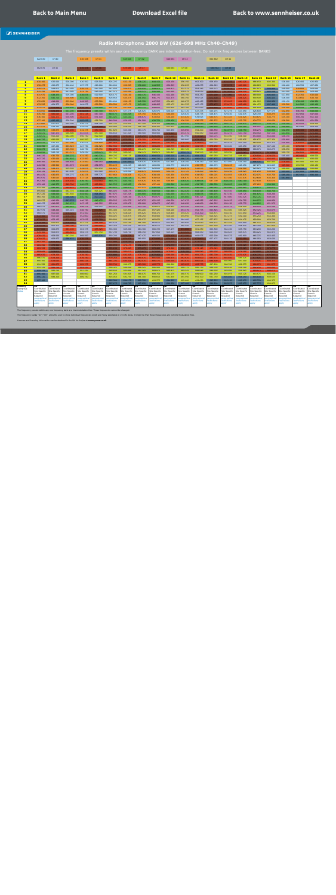# Radio Microphone 2000 BW (626-698 MHz Ch40-Ch49)

The frequency presets within any one frequency BANK are intermodulation-free. Do not mix frequencies between BANKS

The frequency presets within any one frequency bank are intermodulation-free. These frequencies cannot be changed.

The frequency banks "U1"-"U6" allow the user to store individual frequencies which are freely selectable in 25 kHz steps. It might be that these frequencies are not intermodulation-free.

Licences and licensing information can be obtained in the UK via Ofcom at **www.pmse.co.uk**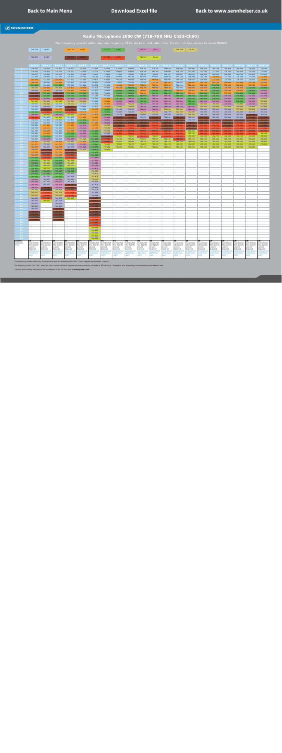Back to Main Menu

Download Excel file

Back to www.sennheiser.co.uk

SENNHEISER

# Radio Microphone 2000 CW (718-790 MHz Ch52-Ch60)

The frequency presets within any one frequency BANK are intermodulation-free. Do not mix frequencies between BANKS

The frequency presets within any one frequency bank are intermodulation-free. These frequencies cannot be changed.

The frequency banks "U1"-"U6" allow the user to store individual frequencies which are freely selectable in 25 kHz steps. It might be that these frequencies are not intermodulation-free.

Licences and licensing information can be obtained in the UK via Arqiva at www.pmse.co.uk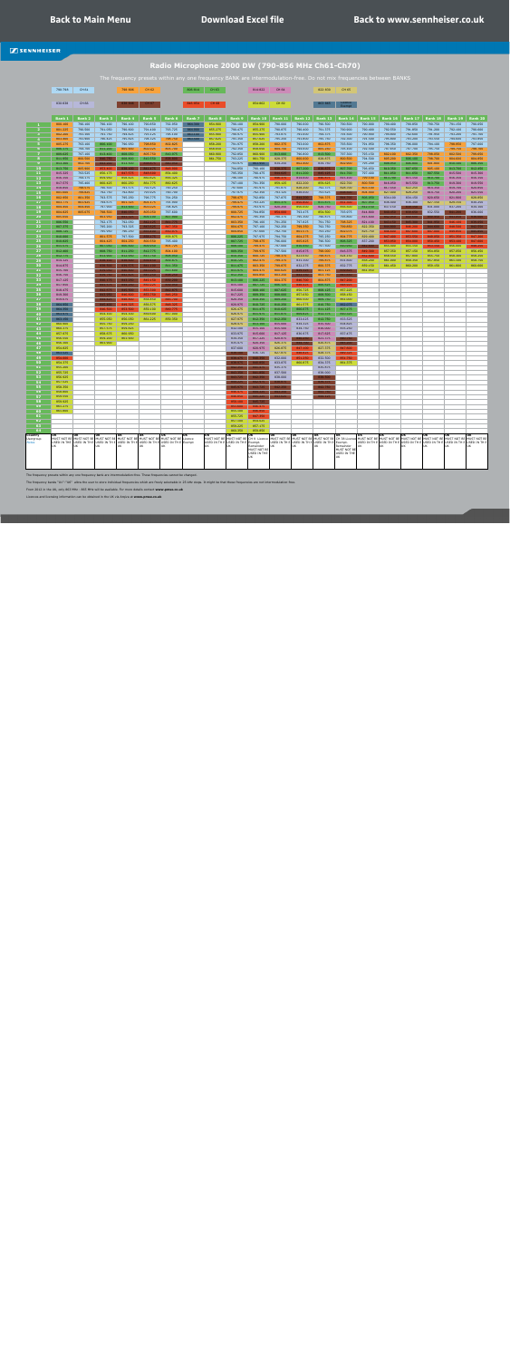Back to Main Menu | Download Excel file | Back to www.sennheiser.co.uk

SENNHEISER

# Radio Microphone 2000 DW (790-856 MHz Ch61-Ch70)

The frequency presets within any one frequency BANK are intermodulation-free. Do not mix frequencies between BANKS

The frequency presets within any one frequency bank are intermodulation free. These frequencies cannot be changed.

The frequency bands "Ch61" – "Ch70" within the user-to-user individual frequencies below are freely selectable in 25 kHz steps. It might be that these frequencies are not intermodulation free.

From 2013 in the UK, only 863 MHz – 865 MHz will be available. For more details contact www.pmse.co.uk

Licences and licensing information can be obtained in the UK via Arqiva at www.pmse.co.uk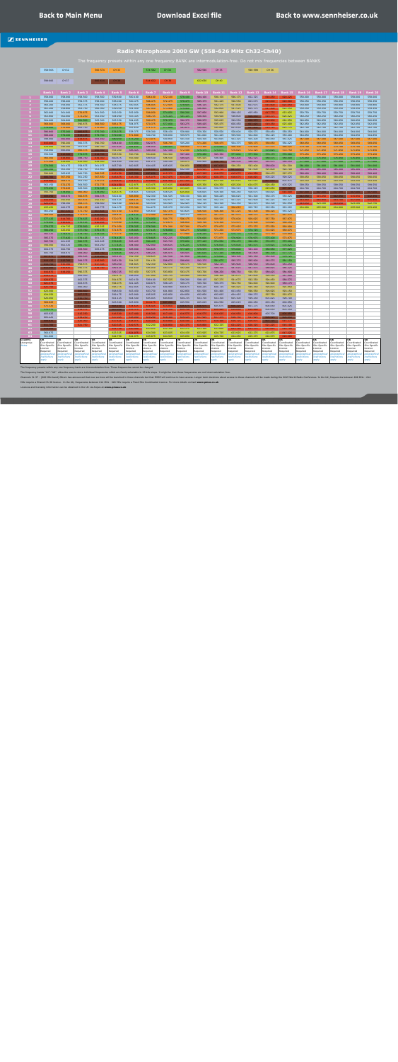**Back to Main Menu** | **Download Excel file** | **Back to www.sennheiser.co.uk**

SENNHEISER

# Radio Microphone 2000 GW (558-626 MHz Ch32-Ch40)

The frequency presets within any one frequency BANK are intermodulation-free. Do not mix frequencies between BANKS

The frequency presets within any one frequency bank are intermodulation-free. These frequencies cannot be changed.

Licence and licensing information can be obtained in the UK via Arqiva at www.pmse.co.uk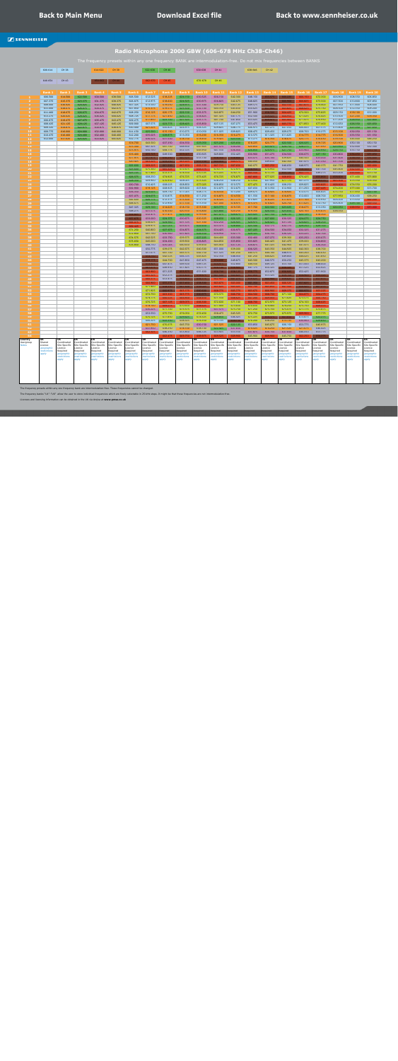# Radio Microphone 2000 GBW (606-678 MHz Ch38-Ch46)

The frequency presets within any one frequency BANK are intermodulation-free. Do not mix frequencies between BANKS

The frequency presets within any one frequency bank are intermodulation free. These frequencies cannot be changed.

The frequency banks "U1"-"U6" allow the user to store individual frequencies which are freely selectable in 25 kHz steps. It might be that these frequencies are not intermodulation-free.

Licenses and licensing information can be obtained in the UK via ofcom at www.pmse.co.uk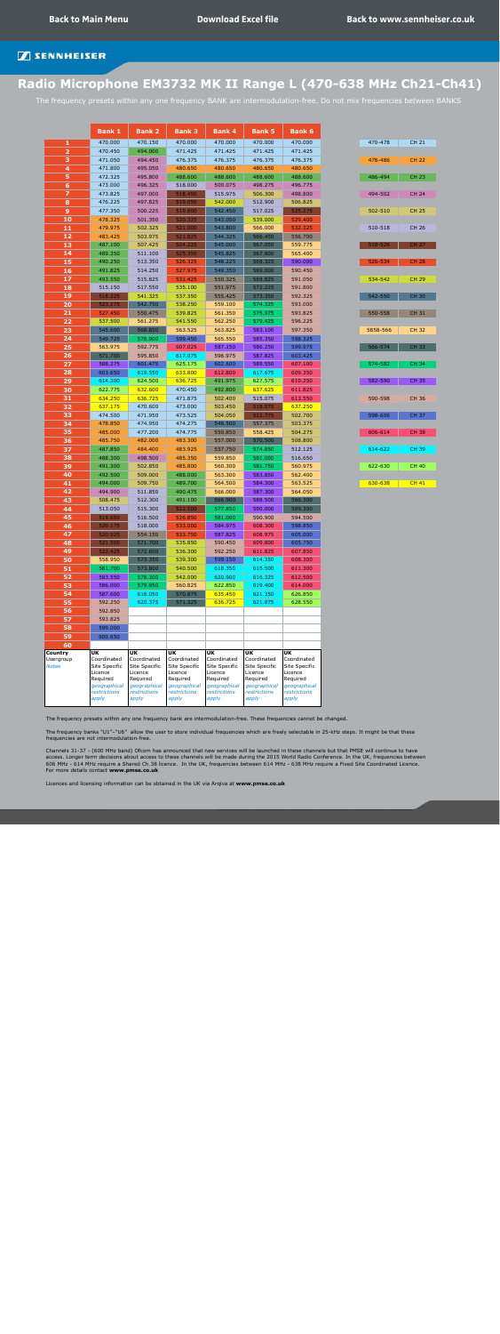Back to Main Menu | Download Excel file | Back to www.sennheiser.co.uk

SENNHEISER

# Radio Microphone EM3732 MK II Range L (470-638 MHz Ch21-Ch41)

The frequency presets within any one frequency BANK are intermodulation-free. Do not mix frequencies between BANKS

| | Bank 1 | Bank 2 | Bank 3 | Bank 4 | Bank 5 | Bank 6 |
|---|---|---|---|---|---|---|
| 1 | 470.000 | 470.150 | 470.000 | 470.000 | 470.000 | 470.000 |
| 2 | 470.450 | 494.000 | 471.425 | 471.425 | 471.425 | 471.425 |
| 3 | 471.050 | 494.450 | 476.375 | 476.375 | 476.375 | 476.375 |
| 4 | 471.800 | 495.050 | 480.650 | 480.650 | 480.650 | 480.650 |
| 5 | 472.325 | 495.800 | 488.600 | 488.600 | 488.600 | 488.600 |
| 6 | 473.000 | 496.325 | 518.000 | 500.075 | 498.275 | 496.775 |
| 7 | 473.825 | 497.000 | 518.450 | 515.975 | 506.300 | 498.800 |
| 8 | 476.225 | 497.825 | 519.050 | 542.000 | 512.900 | 506.825 |
| 9 | 477.350 | 500.225 | 519.800 | 542.450 | 517.025 | 525.275 |
| 10 | 478.325 | 501.350 | 520.325 | 543.050 | 539.000 | 529.400 |
| 11 | 479.975 | 502.325 | 521.000 | 543.800 | 566.000 | 532.325 |
| 12 | 483.425 | 503.975 | 521.825 | 544.325 | 566.450 | 556.700 |
| 13 | 487.100 | 507.425 | 524.225 | 545.000 | 567.050 | 559.775 |
| 14 | 489.350 | 511.100 | 525.350 | 545.825 | 567.800 | 565.400 |
| 15 | 490.250 | 513.350 | 526.325 | 548.225 | 568.325 | 590.000 |
| 16 | 491.825 | 514.250 | 527.975 | 549.350 | 569.000 | 590.450 |
| 17 | 493.550 | 515.825 | 531.425 | 550.325 | 569.825 | 591.050 |
| 18 | 515.150 | 517.550 | 535.100 | 551.975 | 572.225 | 591.800 |
| 19 | 518.225 | 541.325 | 537.350 | 555.425 | 573.350 | 592.325 |
| 20 | 523.175 | 542.750 | 538.250 | 559.100 | 574.325 | 593.000 |
| 21 | 527.450 | 550.475 | 539.825 | 561.350 | 575.975 | 593.825 |
| 22 | 537.500 | 561.275 | 541.550 | 562.250 | 579.425 | 596.225 |
| 23 | 545.600 | 568.850 | 563.525 | 563.825 | 583.100 | 597.350 |
| 24 | 549.725 | 578.900 | 599.450 | 565.550 | 585.350 | 598.325 |
| 25 | 563.975 | 592.775 | 607.025 | 587.150 | 586.250 | 599.975 |
| 26 | 571.700 | 595.850 | 617.075 | 596.975 | 587.825 | 603.425 |
| 27 | 588.275 | 601.475 | 625.175 | 602.600 | 589.550 | 607.100 |
| 28 | 603.650 | 619.550 | 633.800 | 612.800 | 617.675 | 609.350 |
| 29 | 614.300 | 624.500 | 636.725 | 491.975 | 627.575 | 610.250 |
| 30 | 622.775 | 632.600 | 470.450 | 492.800 | 637.625 | 611.825 |
| 31 | 634.250 | 636.725 | 471.875 | 502.400 | 515.075 | 613.550 |
| 32 | 637.175 | 470.600 | 473.000 | 503.450 | 518.075 | 637.250 |
| 33 | 474.500 | 471.950 | 473.525 | 504.050 | 522.275 | 502.700 |
| 34 | 478.850 | 474.950 | 474.275 | 546.500 | 557.375 | 503.375 |
| 35 | 485.000 | 477.200 | 474.775 | 550.850 | 558.425 | 504.275 |
| 36 | 485.750 | 482.000 | 483.300 | 557.000 | 570.500 | 508.800 |
| 37 | 487.850 | 484.400 | 483.925 | 557.750 | 574.850 | 512.125 |
| 38 | 488.300 | 498.500 | 485.350 | 559.850 | 581.000 | 516.650 |
| 39 | 491.300 | 502.850 | 485.800 | 560.300 | 581.750 | 560.975 |
| 40 | 492.500 | 509.000 | 488.000 | 563.300 | 583.850 | 562.400 |
| 41 | 494.000 | 509.750 | 489.700 | 564.500 | 584.300 | 563.525 |
| 42 | 494.900 | 511.850 | 490.475 | 566.000 | 587.300 | 564.050 |
| 43 | 508.475 | 512.300 | 491.100 | 566.900 | 588.500 | 566.300 |
| 44 | 513.050 | 515.300 | 522.500 | 577.850 | 590.000 | 569.300 |
| 45 | 519.650 | 516.500 | 526.850 | 581.000 | 590.900 | 594.500 |
| 46 | 520.175 | 518.000 | 533.000 | 584.975 | 608.300 | 598.850 |
| 47 | 520.625 | 554.150 | 533.750 | 587.825 | 608.975 | 605.000 |
| 48 | 521.300 | 571.700 | 535.850 | 590.450 | 609.800 | 605.750 |
| 49 | 522.425 | 572.600 | 536.300 | 592.250 | 611.825 | 607.850 |
| 50 | 558.950 | 573.350 | 539.300 | 599.150 | 614.150 | 608.300 |
| 51 | 581.700 | 573.800 | 540.500 | 618.350 | 615.500 | 611.300 |
| 52 | 583.550 | 578.300 | 542.000 | 620.900 | 616.325 | 612.500 |
| 53 | 586.000 | 579.950 | 560.825 | 622.850 | 619.400 | 614.000 |
| 54 | 587.600 | 618.050 | 570.875 | 635.450 | 621.350 | 626.850 |
| 55 | 592.250 | 620.375 | 571.325 | 636.725 | 621.875 | 628.550 |
| 56 | 592.850 | | | | | |
| 57 | 593.825 | | | | | |
| 58 | 599.000 | | | | | |
| 59 | 600.650 | | | | | |
| 60 | | | | | | |
| Country | UK | UK | UK | UK | UK | UK |
| Usergroup | Coordinated Site Specific Licence Required | Coordinated Site Specific Licence Required | Coordinated Site Specific Licence Required | Coordinated Site Specific Licence Required | Coordinated Site Specific Licence Required | Coordinated Site Specific Licence Required |
| Notes | *geographical restrictions apply* | *geographical restrictions apply* | *geographical restrictions apply* | *geographical restrictions apply* | *geographical restrictions apply* | *geographical restrictions apply* |

| Range | Channel |
|---|---|
| 470-478 | CH 21 |
| 478-486 | CH 22 |
| 486-494 | CH 23 |
| 494-502 | CH 24 |
| 502-510 | CH 25 |
| 510-518 | CH 26 |
| 518-526 | CH 27 |
| 526-534 | CH 28 |
| 534-542 | CH 29 |
| 542-550 | CH 30 |
| 550-558 | CH 31 |
| 5858-566 | CH 32 |
| 566-574 | CH 33 |
| 574-582 | CH 34 |
| 582-590 | CH 35 |
| 590-598 | CH 36 |
| 598-606 | CH 37 |
| 606-614 | CH 38 |
| 614-622 | CH 39 |
| 622-630 | CH 40 |
| 630-638 | CH 41 |

The frequency presets within any one frequency bank are intermodulation-free. These frequencies cannot be changed.

The frequency banks "U1"-"U6" allow the user to store individual frequencies which are freely selectable in 25-kHz steps. It might be that these frequencies are not intermodulation-free.

Channels 31-37 - (600 MHz band) Ofcom has announced that new services will be launched in these channels but that PMSE will continue to have access. Longer term decisions about access to these channels will be made during the 2015 World Radio Conference. In the UK, frequencies between 606 MHz - 614 MHz require a Shared Ch.38 licence. In the UK, frequencies between 614 MHz - 638 MHz require a Fixed Site Coordinated Licence. For more details contact **www.pmse.co.uk**

Licences and licensing information can be obtained in the UK via Arqiva at **www.pmse.co.uk**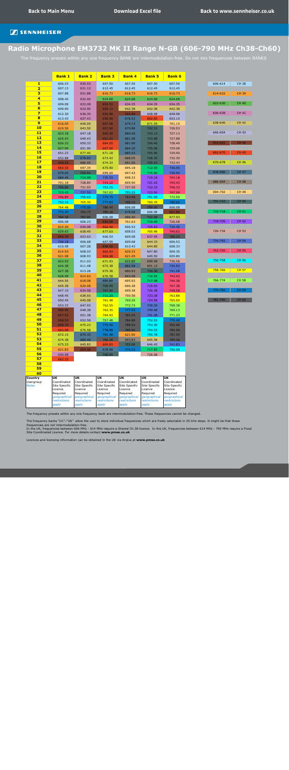Back to Main Menu | Download Excel file | Back to www.sennheiser.co.uk

SENNHEISER

# Radio Microphone EM3732 MK II Range N-GB (606-790 MHz Ch38-Ch60)

The frequency presets within any one frequency BANK are intermodulation-free. Do not mix frequencies between BANKS

| | Bank 1 | Bank 2 | Bank 3 | Bank 4 | Bank 5 | Bank 6 |
|---|---|---|---|---|---|---|
| 1 | 606.53 | 630.53 | 607.50 | 607.50 | 607.50 | 607.50 |
| 2 | 607.13 | 631.13 | 612.45 | 612.45 | 612.45 | 612.45 |
| 3 | 607.88 | 631.88 | 616.73 | 616.73 | 616.73 | 616.73 |
| 4 | 608.40 | 632.40 | 624.68 | 624.68 | 624.68 | 624.68 |
| 5 | 609.08 | 633.08 | 634.53 | 634.35 | 634.35 | 634.35 |
| 6 | 609.90 | 633.90 | 655.13 | 642.38 | 642.38 | 642.38 |
| 7 | 612.30 | 636.30 | 655.88 | 654.68 | 648.98 | 648.98 |
| 8 | 613.43 | 637.43 | 656.40 | 678.53 | 662.85 | 653.10 |
| 9 | 616.05 | 640.05 | 657.08 | 679.13 | 671.55 | 701.10 |
| 10 | 619.50 | 643.50 | 657.90 | 679.88 | 702.53 | 726.53 |
| 11 | 623.18 | 647.18 | 660.30 | 680.40 | 703.13 | 727.13 |
| 12 | 625.43 | 649.43 | 661.43 | 681.08 | 703.88 | 727.88 |
| 13 | 626.33 | 650.33 | 664.05 | 681.90 | 704.40 | 728.40 |
| 14 | 627.90 | 651.90 | 667.50 | 684.30 | 705.08 | 729.08 |
| 15 | 651.23 | 677.40 | 671.18 | 685.43 | 705.90 | 729.90 |
| 16 | 652.88 | 678.83 | 673.43 | 688.05 | 708.30 | 732.30 |
| 17 | 659.25 | 686.55 | 674.33 | 691.50 | 709.43 | 733.43 |
| 18 | 663.53 | 697.35 | 675.90 | 695.18 | 712.05 | 736.05 |
| 19 | 679.65 | 704.93 | 699.60 | 697.43 | 715.50 | 739.50 |
| 20 | 684.45 | 714.98 | 739.53 | 698.33 | 719.18 | 743.18 |
| 21 | 701.18 | 728.85 | 743.10 | 699.90 | 721.43 | 745.43 |
| 22 | 708.60 | 731.93 | 753.15 | 727.50 | 722.33 | 746.33 |
| 23 | 715.43 | 737.55 | 767.03 | 755.25 | 723.90 | 747.90 |
| 24 | 746.85 | 755.63 | 774.75 | 783.98 | 751.05 | 772.50 |
| 25 | 752.33 | 765.30 | 777.83 | 786.10 | 760.35 | 780.60 |
| 26 | 764.48 | 779.50 | 786.45 | 606.08 | 789.00 | 606.08 |
| 27 | 775.20 | 784.73 | 789.38 | 678.08 | 606.08 | 661.80 |
| 28 | 784.58 | 787.65 | 606.08 | 686.40 | 702.08 | 677.93 |
| 29 | 606.08 | 606.23 | 654.08 | 701.63 | 710.40 | 726.08 |
| 30 | 614.40 | 630.08 | 662.40 | 606.53 | 725.63 | 734.40 |
| 31 | 629.63 | 638.40 | 677.63 | 608.03 | 765.98 | 749.63 |
| 32 | 654.30 | 653.63 | 606.53 | 609.08 | 637.45 | 786.23 |
| 33 | 734.18 | 606.68 | 607.95 | 609.68 | 644.33 | 606.53 |
| 34 | 610.58 | 607.28 | 658.58 | 610.43 | 644.85 | 608.33 |
| 35 | 614.93 | 608.03 | 662.93 | 620.33 | 647.80 | 609.25 |
| 36 | 621.08 | 608.93 | 669.08 | 621.45 | 649.50 | 609.80 |
| 37 | 623.93 | 611.03 | 671.93 | 622.80 | 690.08 | 730.58 |
| 38 | 624.38 | 611.48 | 672.38 | 682.58 | 691.13 | 734.93 |
| 39 | 627.38 | 613.28 | 675.38 | 686.93 | 706.58 | 741.08 |
| 40 | 628.58 | 614.63 | 676.58 | 693.08 | 710.93 | 743.93 |
| 41 | 644.55 | 618.08 | 684.80 | 695.93 | 717.08 | 744.38 |
| 42 | 645.38 | 620.48 | 706.95 | 696.38 | 719.93 | 747.38 |
| 43 | 647.10 | 634.58 | 707.40 | 699.38 | 720.38 | 748.58 |
| 44 | 648.45 | 638.93 | 711.23 | 700.58 | 723.38 | 763.88 |
| 45 | 650.45 | 645.08 | 761.48 | 769.20 | 724.58 | 765.00 |
| 46 | 653.33 | 647.93 | 762.55 | 772.73 | 739.35 | 768.38 |
| 47 | 656.85 | 648.38 | 763.35 | 777.53 | 740.48 | 769.13 |
| 48 | 657.53 | 651.38 | 764.93 | 782.55 | 741.08 | 771.23 |
| 49 | 658.50 | 652.58 | 767.48 | 784.88 | 752.03 | 779.48 |
| 50 | 659.70 | 675.23 | 775.50 | 786.93 | 753.30 | 783.98 |
| 51 | 663.08 | 676.58 | 778.98 | 789.90 | 754.33 | 786.98 |
| 52 | 672.15 | 679.35 | 781.48 | 621.90 | 755.78 | 787.50 |
| 53 | 674.38 | 680.48 | 782.28 | 693.83 | 645.58 | 789.08 |
| 54 | 675.23 | 645.83 | 669.83 | 702.08 | 646.45 | 741.83 |
| 55 | 621.83 | 654.08 | 678.08 | 774.23 | 717.83 | 750.08 |
| 56 | 630.08 | | 709.95 | | 726.08 | |
| 57 | 662.33 | | | | | |
| 58 | | | | | | |
| 59 | | | | | | |
| 60 | | | | | | |
| Country | UK | UK | UK | UK | UK | UK |
| Usergroup | Coordinated Site Specific Licence Required | Coordinated Site Specific Licence Required | Coordinated Site Specific Licence Required | Coordinated Site Specific Licence Required | Coordinated Site Specific Licence Required | Coordinated Site Specific Licence Required |
| Notes | *geographical restrictions apply* | *geographical restrictions apply* | *geographical restrictions apply* | *geographical restrictions apply* | *geographical restrictions apply* | *geographical restrictions apply* |

| MHz | Channel |
|---|---|
| 606-614 | CH 38 |
| 614-622 | CH 39 |
| 622-630 | CH 40 |
| 630-638 | CH 41 |
| 638-646 | CH 42 |
| 646-654 | CH 43 |
| 654-662 | CH 44 |
| 662-670 | CH 45 |
| 670-678 | CH 46 |
| 678-686 | CH 47 |
| 686-694 | CH 48 |
| 694-702 | CH 49 |
| 702-710 | CH 50 |
| 710-718 | CH 51 |
| 718-726 | CH 52 |
| 726-734 | CH 53 |
| 734-742 | CH 54 |
| 742-750 | CH 55 |
| 750-758 | CH 56 |
| 758-766 | CH 57 |
| 766-774 | CH 58 |
| 774-782 | CH 59 |
| 782-790 | CH 60 |

The frequency presets within any one frequency bank are intermodulation-free. These frequencies cannot be changed.

The frequency banks "U1"-"U6" allow the user to store individual frequencies which are freely selectable in 25-kHz steps. It might be that these frequencies are not intermodulation-free.
In the UK, frequencies between 606 MHz - 614 MHz require a Shared Ch.38 licence. In the UK, frequencies between 614 MHz - 790 MHz require a Fixed Site Coordinated Licence. For more details contact **www.pmse.co.uk**

Licences and licensing information can be obtained in the UK via Arqiva at **www.pmse.co.uk**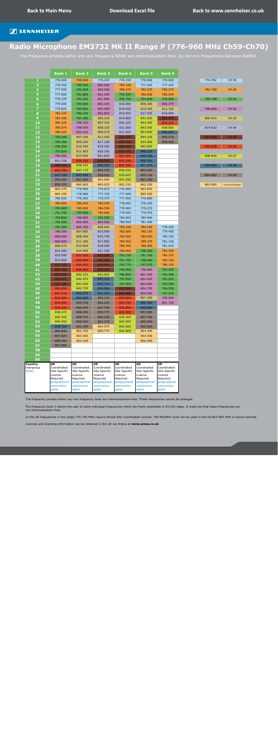Back to Main Menu | Download Excel file | Back to www.sennheiser.com

SENNHEISER

# Radio Microphone EM3732 MK II Range P (776-960 MHz Ch59-Ch70)

The frequency presets within any one frequency BANK are intermodulation-free. Do not mix frequencies between BANKS

| | Bank 1 | Bank 2 | Bank 3 | Bank 4 | Bank 5 | Bank 6 |
|---|---|---|---|---|---|---|
| 1 | 776.000 | 790.000 | 776.225 | 776.150 | 776.000 | 776.000 |
| 2 | 776.450 | 790.450 | 800.000 | 784.100 | 777.425 | 777.425 |
| 3 | 777.050 | 791.050 | 800.450 | 788.375 | 782.375 | 782.375 |
| 4 | 777.800 | 791.800 | 801.050 | 793.325 | 786.650 | 786.650 |
| 5 | 778.325 | 792.325 | 801.800 | 794.750 | 794.600 | 794.600 |
| 6 | 779.000 | 793.000 | 802.325 | 818.000 | 806.300 | 804.275 |
| 7 | 779.825 | 793.825 | 803.000 | 818.450 | 810.425 | 812.300 |
| 8 | 782.225 | 796.225 | 803.825 | 819.050 | 817.025 | 818.900 |
| 9 | 783.350 | 797.350 | 806.225 | 819.800 | 842.000 | 823.025 |
| 10 | 784.325 | 798.325 | 807.350 | 820.325 | 842.450 | 833.225 |
| 11 | 785.975 | 799.975 | 808.325 | 821.000 | 843.050 | 838.850 |
| 12 | 789.425 | 803.425 | 809.975 | 821.825 | 843.800 | 846.950 |
| 13 | 793.100 | 807.100 | 813.425 | 824.225 | 844.325 | 855.575 |
| 14 | 795.350 | 809.350 | 817.100 | 825.350 | 845.000 | 856.500 |
| 15 | 796.250 | 810.250 | 819.350 | 826.325 | 845.825 | |
| 16 | 797.825 | 811.825 | 820.250 | 827.975 | 848.225 | |
| 17 | 799.550 | 813.550 | 821.825 | 831.425 | 849.350 | |
| 18 | 821.150 | 835.150 | 823.550 | 835.100 | 850.325 | |
| 19 | 824.225 | 838.225 | 846.425 | 837.350 | 851.975 | |
| 20 | 832.700 | 843.175 | 854.375 | 838.250 | 855.425 | |
| 21 | 847.100 | 847.450 | 858.650 | 839.825 | 859.100 | |
| 22 | 855.050 | 857.500 | 863.600 | 841.550 | 861.350 | |
| 23 | 859.325 | 865.600 | 865.025 | 863.150 | 862.250 | |
| 24 | 864.275 | 776.950 | 776.675 | 776.600 | 863.825 | |
| 25 | 865.700 | 778.000 | 777.725 | 777.200 | 865.550 | |
| 26 | 780.500 | 779.200 | 779.375 | 777.650 | 776.800 | |
| 27 | 784.850 | 782.425 | 783.200 | 778.400 | 778.250 | |
| 28 | 791.000 | 785.050 | 784.550 | 779.000 | 779.275 | |
| 29 | 791.750 | 794.500 | 785.600 | 779.450 | 779.975 | |
| 30 | 793.850 | 798.850 | 791.525 | 780.050 | 780.900 | |
| 31 | 794.300 | 805.000 | 804.500 | 780.950 | 781.400 | |
| 32 | 797.300 | 805.750 | 808.850 | 782.150 | 784.100 | 778.250 |
| 33 | 798.500 | 807.850 | 815.000 | 782.600 | 785.150 | 779.450 |
| 34 | 800.000 | 808.300 | 815.750 | 783.200 | 785.625 | 780.100 |
| 35 | 800.900 | 811.300 | 817.850 | 784.550 | 788.375 | 781.150 |
| 36 | 806.675 | 812.500 | 818.300 | 789.350 | 789.550 | 781.625 |
| 37 | 814.400 | 814.000 | 821.300 | 789.950 | 790.500 | 783.300 |
| 38 | 818.900 | 831.025 | 822.500 | 791.150 | 791.750 | 784.375 |
| 39 | 819.800 | 832.450 | 824.000 | 791.750 | 796.050 | 785.150 |
| 40 | 823.700 | 834.325 | 824.900 | 793.775 | 797.075 | 786.100 |
| 41 | 824.900 | 836.800 | 826.025 | 795.950 | 798.850 | 791.525 |
| 42 | 825.950 | 840.325 | 842.825 | 796.850 | 801.425 | 792.300 |
| 43 | 826.675 | 840.975 | 847.325 | 797.450 | 801.925 | 793.525 |
| 44 | 827.150 | 841.450 | 847.775 | 797.900 | 802.950 | 795.350 |
| 45 | 830.450 | 842.725 | 849.500 | 832.500 | 804.750 | 796.550 |
| 46 | 831.275 | 846.475 | 851.375 | 826.850 | 805.600 | 797.525 |
| 47 | 833.900 | 850.600 | 855.125 | 833.000 | 807.350 | 799.900 |
| 48 | 834.650 | 855.700 | 856.625 | 833.750 | 846.500 | 801.725 |
| 49 | 835.250 | 856.450 | 857.750 | 835.850 | 850.850 | |
| 50 | 838.475 | 858.250 | 859.775 | 836.300 | 857.000 | |
| 51 | 840.350 | 858.775 | 860.225 | 839.300 | 857.750 | |
| 52 | 840.950 | 859.450 | 861.275 | 840.500 | 859.850 | |
| 53 | 848.750 | 861.250 | 864.575 | 842.000 | 860.300 | |
| 54 | 856.850 | 862.750 | 865.775 | 842.900 | 863.300 | |
| 55 | 857.825 | 863.500 | | | 864.500 | |
| 56 | 858.350 | 864.100 | | | 866.000 | |
| 57 | 861.950 | | | | | |
| 58 | | | | | | |
| 59 | | | | | | |
| 60 | | | | | | |
| Country | UK | UK | UK | UK | UK | UK |
| Usergroup | Coordinated Site Specific Licence Required | Coordinated Site Specific Licence Required | Coordinated Site Specific Licence Required | Coordinated Site Specific Licence Required | Coordinated Site Specific Licence Required | Coordinated Site Specific Licence Required |
| Notes | *geographical restrictions apply* | *geographical restrictions apply* | *geographical restrictions apply* | *geographical restrictions apply* | *geographical restrictions apply* | *geographical restrictions apply* |

| Range | Channel |
|---|---|
| 774-782 | CH 59 |
| 782-790 | CH 60 |
| 790-798 | CH 61 |
| 798-806 | CH 62 |
| 806-814 | CH 63 |
| 814-822 | CH 64 |
| 822-830 | CH 65 |
| 830-838 | CH 66 |
| 838-846 | CH 67 |
| 846-854 | CH 68 |
| 854-862 | CH 69 |
| 863-865 | Licence Exempt |

The frequency presets within any one frequency bank are intermodulation-free. These frequencies cannot be changed.

The frequency bank U allows the user to store individual frequencies which are freely selectable in 25-kHz steps. It might be that these frequencies are not intermodulation-free.

In the UK frequencies in the range 776-790 MHz require aFixed Site Coordinated Licence. 790-862MHz must not be used in the UK.863-865 MHz is licence exempt.

Licences and licensing information can be obtained in the UK via Arqiva at **www.pmse.co.uk**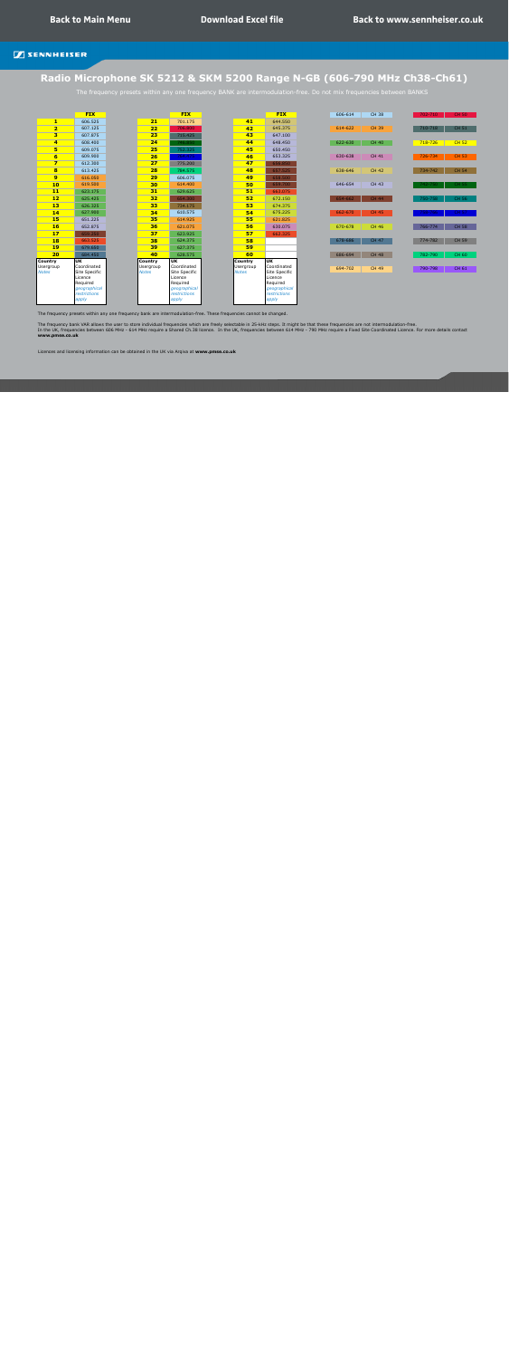Back to Main Menu | Download Excel file | Back to www.sennheiser.co.uk

SENNHEISER

# Radio Microphone SK 5212 & SKM 5200 Range N-GB (606-790 MHz Ch38-Ch61)

The frequency presets within any one frequency BANK are intermodulation-free. Do not mix frequencies between BANKS

| | FIX | | FIX | | FIX |
|---|---|---|---|---|---|
| 1 | 606.525 | 21 | 701.175 | 41 | 644.550 |
| 2 | 607.125 | 22 | 756.800 | 42 | 645.375 |
| 3 | 607.875 | 23 | 715.425 | 43 | 647.100 |
| 4 | 608.400 | 24 | 752.850 | 44 | 648.450 |
| 5 | 609.075 | 25 | 762.325 | 45 | 650.450 |
| 6 | 609.900 | 26 | | 46 | 653.325 |
| 7 | 612.300 | 27 | 775.200 | 47 | 656.550 |
| 8 | 613.425 | 28 | 784.375 | 48 | 657.525 |
| 9 | 616.050 | 29 | 606.075 | 49 | 658.500 |
| 10 | 619.500 | 30 | 614.400 | 50 | 659.700 |
| 11 | 623.175 | 31 | 629.625 | 51 | 663.075 |
| 12 | 625.425 | 32 | 664.300 | 52 | 672.150 |
| 13 | 626.325 | 33 | 734.175 | 53 | 674.375 |
| 14 | 627.900 | 34 | 610.575 | 54 | 676.225 |
| 15 | 651.225 | 35 | 614.925 | 55 | 621.825 |
| 16 | 652.875 | 36 | 621.075 | 56 | 630.075 |
| 17 | 658.250 | 37 | 623.925 | 57 | 662.325 |
| 18 | 662.625 | 38 | 624.375 | 58 | |
| 19 | 679.650 | 39 | 627.375 | 59 | |
| 20 | 684.450 | 40 | 628.575 | 60 | |
| Country | UK | Country | UK | Country | UK |
| Usergroup | Coordinated Site Specific Licence Required | Usergroup | Coordinated Site Specific Licence Required | Usergroup | Coordinated Site Specific Licence Required |
| Notes | *geographical restrictions apply* | Notes | *geographical restrictions apply* | Notes | *geographical restrictions apply* |

| | | | |
|---|---|---|---|
| 606-614 | CH 38 | 702-710 | CH 50 |
| 614-622 | CH 39 | 710-718 | CH 51 |
| 622-630 | CH 40 | 718-726 | CH 52 |
| 630-638 | CH 41 | 726-734 | CH 53 |
| 638-646 | CH 42 | 734-742 | CH 54 |
| 646-654 | CH 43 | 742-750 | CH 55 |
| 654-662 | CH 44 | 750-758 | CH 56 |
| 662-670 | CH 45 | 758-766 | CH 57 |
| 670-678 | CH 46 | 766-774 | CH 58 |
| 678-686 | CH 47 | 774-782 | CH 59 |
| 686-694 | CH 48 | 782-790 | CH 60 |
| 694-702 | CH 49 | 790-798 | CH 61 |

The frequency presets within any one frequency bank are intermodulation-free. These frequencies cannot be changed.

The frequency bank VAR allows the user to store individual frequencies which are freely selectable in 25-kHz steps. It might be that these frequencies are not intermodulation-free.
In the UK, frequencies between 606 MHz - 614 MHz require a Shared Ch.38 licence. In the UK, frequencies between 614 MHz - 790 MHz require a Fixed Site Coordinated Licence. For more details contact **www.pmse.co.uk**

Licences and licensing information can be obtained in the UK via Arqiva at **www.pmse.co.uk**